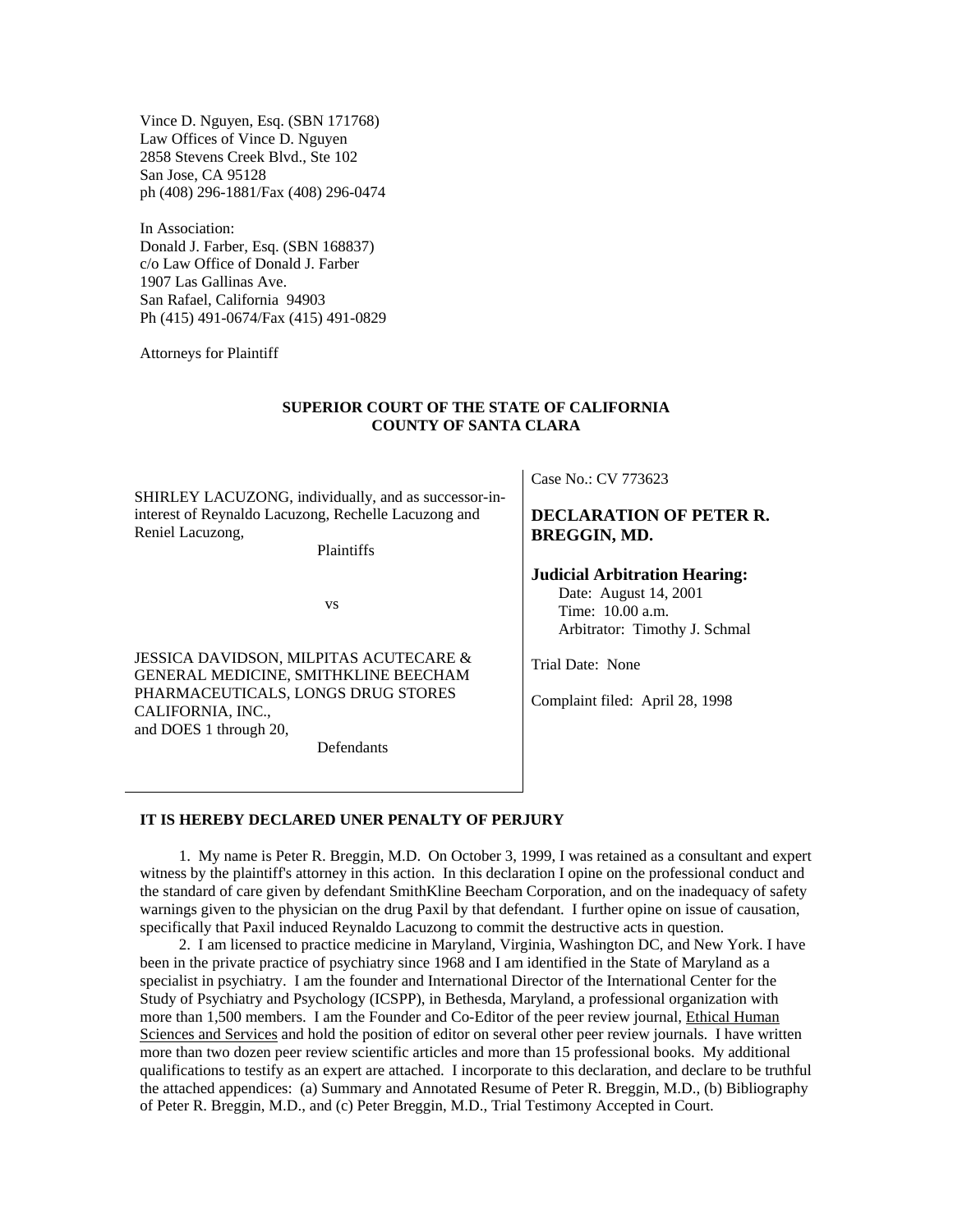Vince D. Nguyen, Esq. (SBN 171768)
Law Offices of Vince D. Nguyen
2858 Stevens Creek Blvd., Ste 102
San Jose, CA 95128
ph (408) 296-1881/Fax (408) 296-0474

In Association:
Donald J. Farber, Esq. (SBN 168837)
c/o Law Office of Donald J. Farber
1907 Las Gallinas Ave.
San Rafael, California 94903
Ph (415) 491-0674/Fax (415) 491-0829

Attorneys for Plaintiff

**SUPERIOR COURT OF THE STATE OF CALIFORNIA**
**COUNTY OF SANTA CLARA**

| | |
|---|---|
| SHIRLEY LACUZONG, individually, and as successor-in-interest of Reynaldo Lacuzong, Rechelle Lacuzong and Reniel Lacuzong,<br>Plaintiffs<br><br>vs<br><br>JESSICA DAVIDSON, MILPITAS ACUTECARE & GENERAL MEDICINE, SMITHKLINE BEECHAM PHARMACEUTICALS, LONGS DRUG STORES CALIFORNIA, INC., and DOES 1 through 20,<br>Defendants | Case No.: CV 773623<br><br>**DECLARATION OF PETER R. BREGGIN, MD.**<br><br>**Judicial Arbitration Hearing:**<br>Date: August 14, 2001<br>Time: 10.00 a.m.<br>Arbitrator: Timothy J. Schmal<br><br>Trial Date: None<br><br>Complaint filed: April 28, 1998 |

**IT IS HEREBY DECLARED UNER PENALTY OF PERJURY**

1. My name is Peter R. Breggin, M.D. On October 3, 1999, I was retained as a consultant and expert witness by the plaintiff's attorney in this action. In this declaration I opine on the professional conduct and the standard of care given by defendant SmithKline Beecham Corporation, and on the inadequacy of safety warnings given to the physician on the drug Paxil by that defendant. I further opine on issue of causation, specifically that Paxil induced Reynaldo Lacuzong to commit the destructive acts in question.

2. I am licensed to practice medicine in Maryland, Virginia, Washington DC, and New York. I have been in the private practice of psychiatry since 1968 and I am identified in the State of Maryland as a specialist in psychiatry. I am the founder and International Director of the International Center for the Study of Psychiatry and Psychology (ICSPP), in Bethesda, Maryland, a professional organization with more than 1,500 members. I am the Founder and Co-Editor of the peer review journal, Ethical Human Sciences and Services and hold the position of editor on several other peer review journals. I have written more than two dozen peer review scientific articles and more than 15 professional books. My additional qualifications to testify as an expert are attached. I incorporate to this declaration, and declare to be truthful the attached appendices: (a) Summary and Annotated Resume of Peter R. Breggin, M.D., (b) Bibliography of Peter R. Breggin, M.D., and (c) Peter Breggin, M.D., Trial Testimony Accepted in Court.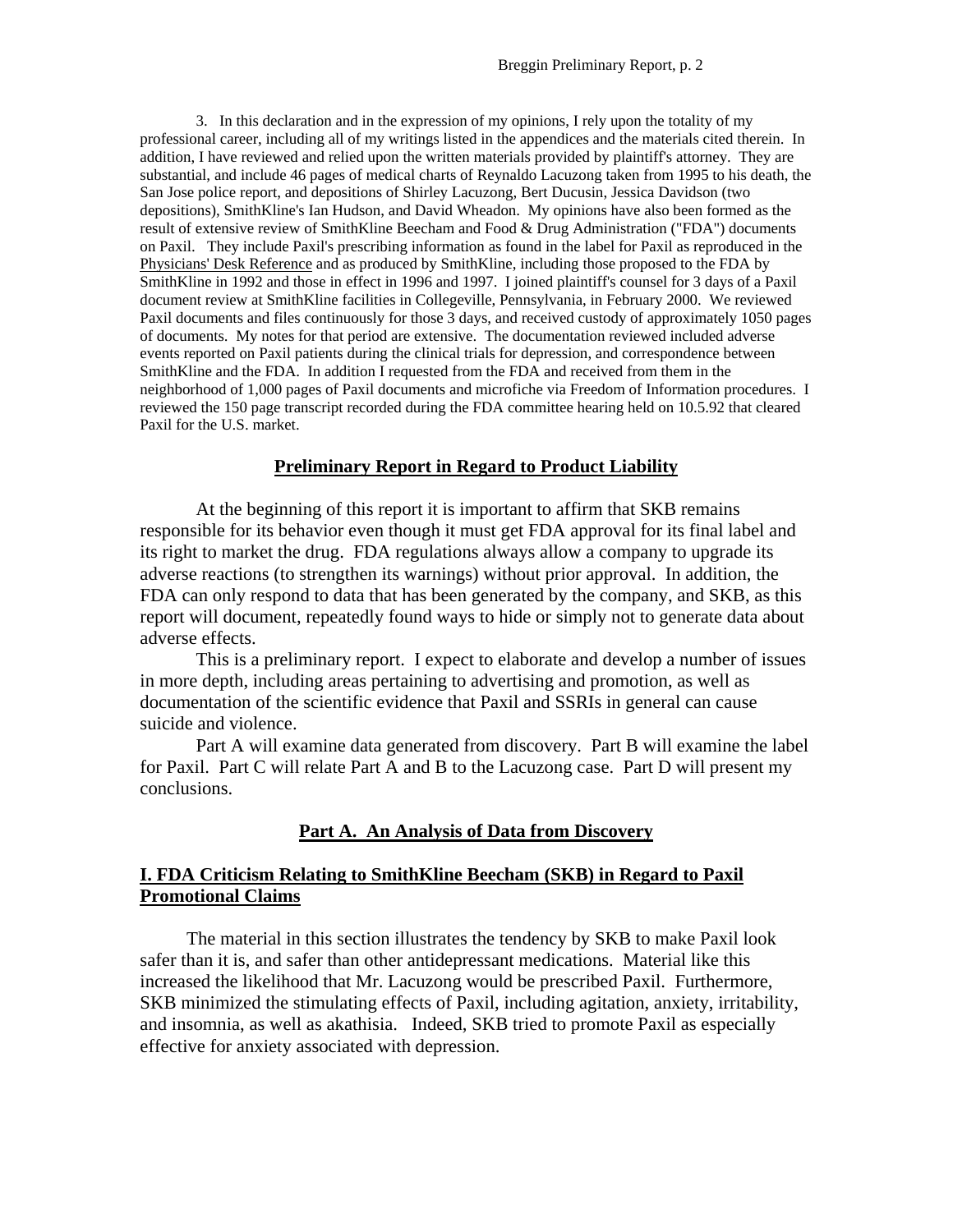3. In this declaration and in the expression of my opinions, I rely upon the totality of my professional career, including all of my writings listed in the appendices and the materials cited therein. In addition, I have reviewed and relied upon the written materials provided by plaintiff's attorney. They are substantial, and include 46 pages of medical charts of Reynaldo Lacuzong taken from 1995 to his death, the San Jose police report, and depositions of Shirley Lacuzong, Bert Ducusin, Jessica Davidson (two depositions), SmithKline's Ian Hudson, and David Wheadon. My opinions have also been formed as the result of extensive review of SmithKline Beecham and Food & Drug Administration ("FDA") documents on Paxil. They include Paxil's prescribing information as found in the label for Paxil as reproduced in the Physicians' Desk Reference and as produced by SmithKline, including those proposed to the FDA by SmithKline in 1992 and those in effect in 1996 and 1997. I joined plaintiff's counsel for 3 days of a Paxil document review at SmithKline facilities in Collegeville, Pennsylvania, in February 2000. We reviewed Paxil documents and files continuously for those 3 days, and received custody of approximately 1050 pages of documents. My notes for that period are extensive. The documentation reviewed included adverse events reported on Paxil patients during the clinical trials for depression, and correspondence between SmithKline and the FDA. In addition I requested from the FDA and received from them in the neighborhood of 1,000 pages of Paxil documents and microfiche via Freedom of Information procedures. I reviewed the 150 page transcript recorded during the FDA committee hearing held on 10.5.92 that cleared Paxil for the U.S. market.

## Preliminary Report in Regard to Product Liability

At the beginning of this report it is important to affirm that SKB remains responsible for its behavior even though it must get FDA approval for its final label and its right to market the drug. FDA regulations always allow a company to upgrade its adverse reactions (to strengthen its warnings) without prior approval. In addition, the FDA can only respond to data that has been generated by the company, and SKB, as this report will document, repeatedly found ways to hide or simply not to generate data about adverse effects.

This is a preliminary report. I expect to elaborate and develop a number of issues in more depth, including areas pertaining to advertising and promotion, as well as documentation of the scientific evidence that Paxil and SSRIs in general can cause suicide and violence.

Part A will examine data generated from discovery. Part B will examine the label for Paxil. Part C will relate Part A and B to the Lacuzong case. Part D will present my conclusions.

## Part A. An Analysis of Data from Discovery

### I. FDA Criticism Relating to SmithKline Beecham (SKB) in Regard to Paxil Promotional Claims

The material in this section illustrates the tendency by SKB to make Paxil look safer than it is, and safer than other antidepressant medications. Material like this increased the likelihood that Mr. Lacuzong would be prescribed Paxil. Furthermore, SKB minimized the stimulating effects of Paxil, including agitation, anxiety, irritability, and insomnia, as well as akathisia. Indeed, SKB tried to promote Paxil as especially effective for anxiety associated with depression.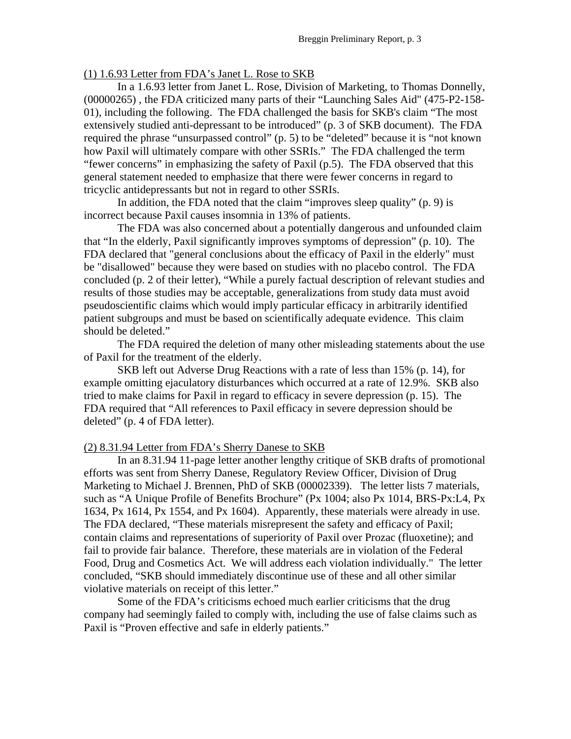(1) 1.6.93 Letter from FDA's Janet L. Rose to SKB

In a 1.6.93 letter from Janet L. Rose, Division of Marketing, to Thomas Donnelly, (00000265) , the FDA criticized many parts of their "Launching Sales Aid" (475-P2-158-01), including the following. The FDA challenged the basis for SKB's claim "The most extensively studied anti-depressant to be introduced" (p. 3 of SKB document). The FDA required the phrase "unsurpassed control" (p. 5) to be "deleted" because it is "not known how Paxil will ultimately compare with other SSRIs." The FDA challenged the term "fewer concerns" in emphasizing the safety of Paxil (p.5). The FDA observed that this general statement needed to emphasize that there were fewer concerns in regard to tricyclic antidepressants but not in regard to other SSRIs.

In addition, the FDA noted that the claim "improves sleep quality" (p. 9) is incorrect because Paxil causes insomnia in 13% of patients.

The FDA was also concerned about a potentially dangerous and unfounded claim that "In the elderly, Paxil significantly improves symptoms of depression" (p. 10). The FDA declared that "general conclusions about the efficacy of Paxil in the elderly" must be "disallowed" because they were based on studies with no placebo control. The FDA concluded (p. 2 of their letter), "While a purely factual description of relevant studies and results of those studies may be acceptable, generalizations from study data must avoid pseudoscientific claims which would imply particular efficacy in arbitrarily identified patient subgroups and must be based on scientifically adequate evidence. This claim should be deleted."

The FDA required the deletion of many other misleading statements about the use of Paxil for the treatment of the elderly.

SKB left out Adverse Drug Reactions with a rate of less than 15% (p. 14), for example omitting ejaculatory disturbances which occurred at a rate of 12.9%. SKB also tried to make claims for Paxil in regard to efficacy in severe depression (p. 15). The FDA required that "All references to Paxil efficacy in severe depression should be deleted" (p. 4 of FDA letter).

(2) 8.31.94 Letter from FDA's Sherry Danese to SKB

In an 8.31.94 11-page letter another lengthy critique of SKB drafts of promotional efforts was sent from Sherry Danese, Regulatory Review Officer, Division of Drug Marketing to Michael J. Brennen, PhD of SKB (00002339). The letter lists 7 materials, such as "A Unique Profile of Benefits Brochure" (Px 1004; also Px 1014, BRS-Px:L4, Px 1634, Px 1614, Px 1554, and Px 1604). Apparently, these materials were already in use. The FDA declared, "These materials misrepresent the safety and efficacy of Paxil; contain claims and representations of superiority of Paxil over Prozac (fluoxetine); and fail to provide fair balance. Therefore, these materials are in violation of the Federal Food, Drug and Cosmetics Act. We will address each violation individually." The letter concluded, "SKB should immediately discontinue use of these and all other similar violative materials on receipt of this letter."

Some of the FDA's criticisms echoed much earlier criticisms that the drug company had seemingly failed to comply with, including the use of false claims such as Paxil is "Proven effective and safe in elderly patients."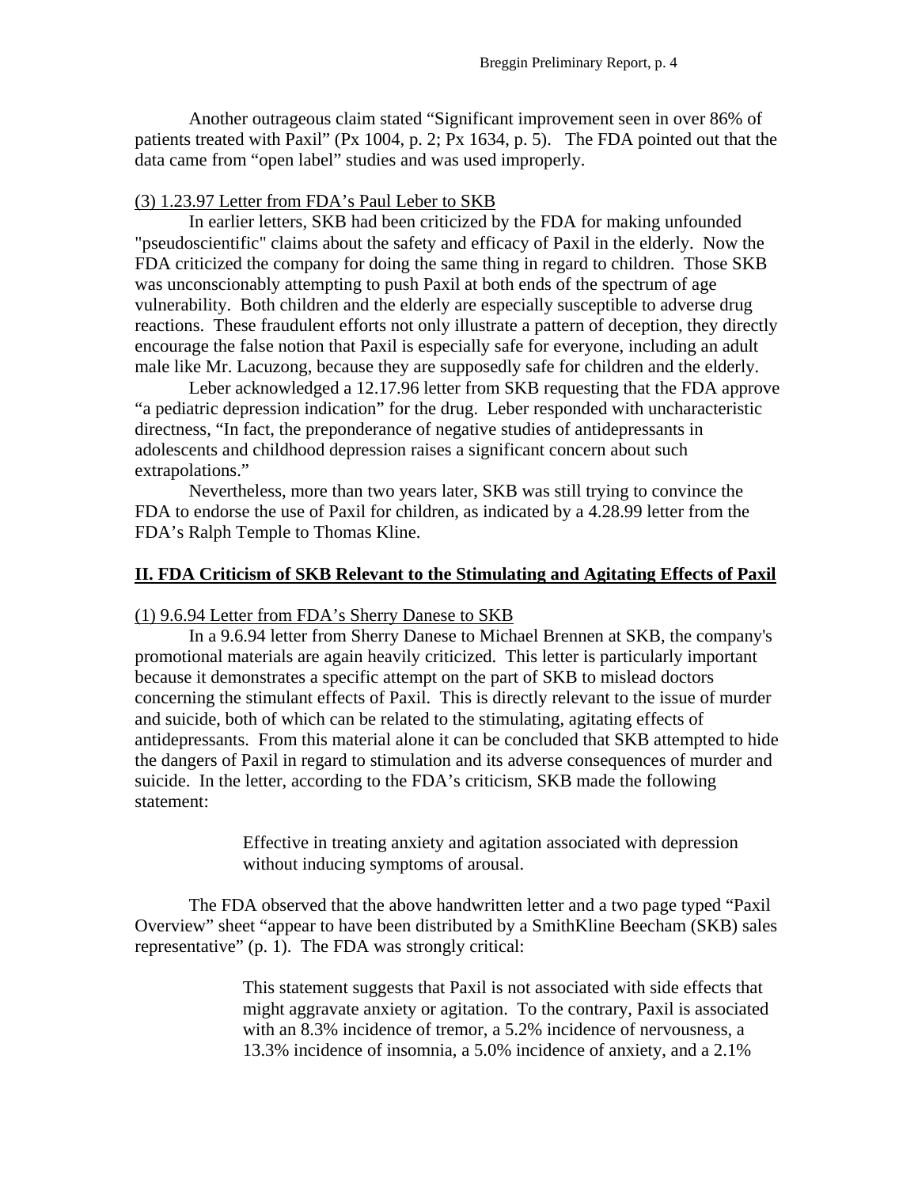Another outrageous claim stated "Significant improvement seen in over 86% of patients treated with Paxil" (Px 1004, p. 2; Px 1634, p. 5). The FDA pointed out that the data came from "open label" studies and was used improperly.

(3) 1.23.97 Letter from FDA's Paul Leber to SKB

In earlier letters, SKB had been criticized by the FDA for making unfounded "pseudoscientific" claims about the safety and efficacy of Paxil in the elderly. Now the FDA criticized the company for doing the same thing in regard to children. Those SKB was unconscionably attempting to push Paxil at both ends of the spectrum of age vulnerability. Both children and the elderly are especially susceptible to adverse drug reactions. These fraudulent efforts not only illustrate a pattern of deception, they directly encourage the false notion that Paxil is especially safe for everyone, including an adult male like Mr. Lacuzong, because they are supposedly safe for children and the elderly.

Leber acknowledged a 12.17.96 letter from SKB requesting that the FDA approve "a pediatric depression indication" for the drug. Leber responded with uncharacteristic directness, "In fact, the preponderance of negative studies of antidepressants in adolescents and childhood depression raises a significant concern about such extrapolations."

Nevertheless, more than two years later, SKB was still trying to convince the FDA to endorse the use of Paxil for children, as indicated by a 4.28.99 letter from the FDA's Ralph Temple to Thomas Kline.

## II. FDA Criticism of SKB Relevant to the Stimulating and Agitating Effects of Paxil

(1) 9.6.94 Letter from FDA's Sherry Danese to SKB

In a 9.6.94 letter from Sherry Danese to Michael Brennen at SKB, the company's promotional materials are again heavily criticized. This letter is particularly important because it demonstrates a specific attempt on the part of SKB to mislead doctors concerning the stimulant effects of Paxil. This is directly relevant to the issue of murder and suicide, both of which can be related to the stimulating, agitating effects of antidepressants. From this material alone it can be concluded that SKB attempted to hide the dangers of Paxil in regard to stimulation and its adverse consequences of murder and suicide. In the letter, according to the FDA's criticism, SKB made the following statement:

> Effective in treating anxiety and agitation associated with depression without inducing symptoms of arousal.

The FDA observed that the above handwritten letter and a two page typed "Paxil Overview" sheet "appear to have been distributed by a SmithKline Beecham (SKB) sales representative" (p. 1). The FDA was strongly critical:

> This statement suggests that Paxil is not associated with side effects that might aggravate anxiety or agitation. To the contrary, Paxil is associated with an 8.3% incidence of tremor, a 5.2% incidence of nervousness, a 13.3% incidence of insomnia, a 5.0% incidence of anxiety, and a 2.1%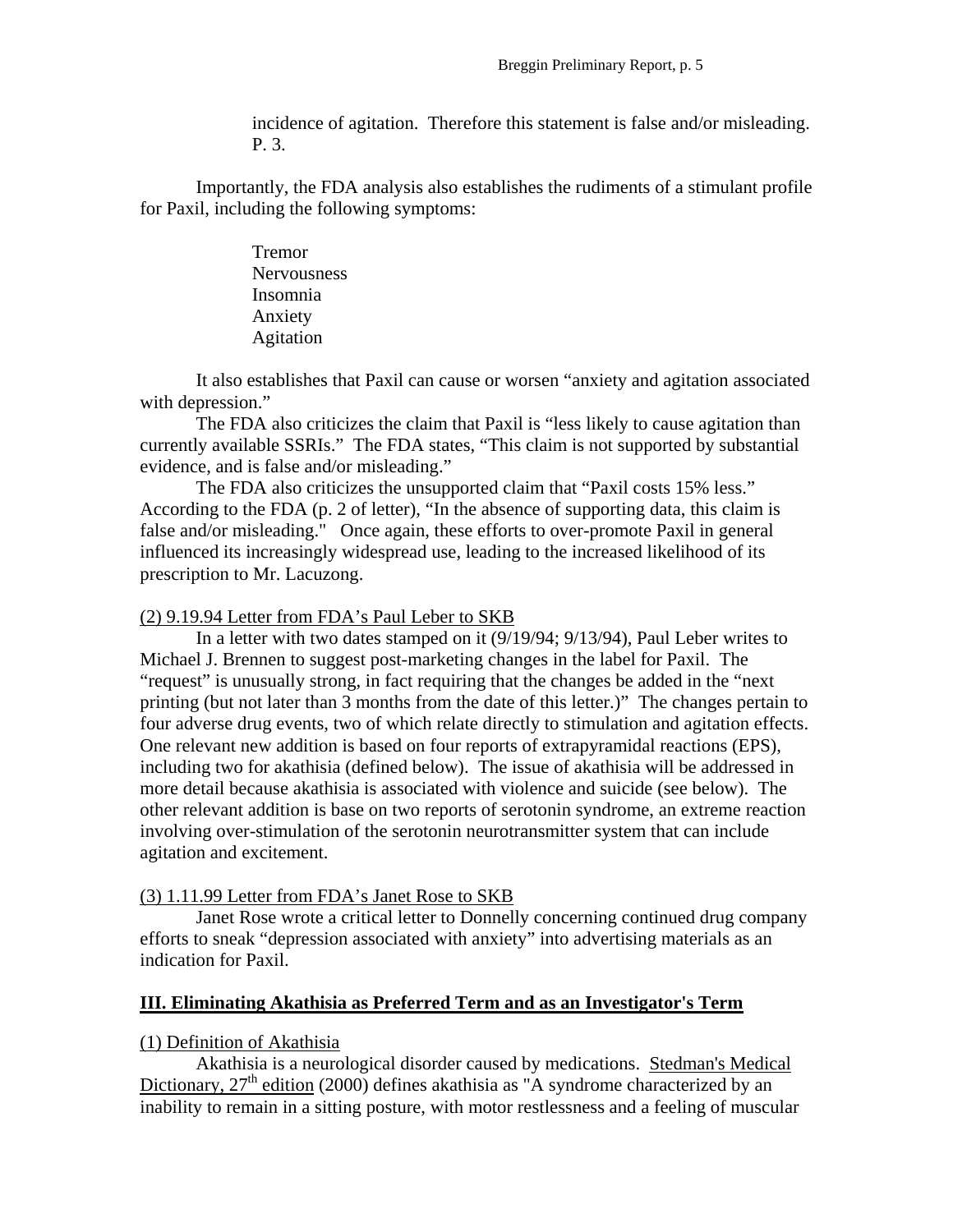incidence of agitation. Therefore this statement is false and/or misleading. P. 3.

Importantly, the FDA analysis also establishes the rudiments of a stimulant profile for Paxil, including the following symptoms:

Tremor
Nervousness
Insomnia
Anxiety
Agitation

It also establishes that Paxil can cause or worsen "anxiety and agitation associated with depression."

The FDA also criticizes the claim that Paxil is "less likely to cause agitation than currently available SSRIs." The FDA states, "This claim is not supported by substantial evidence, and is false and/or misleading."

The FDA also criticizes the unsupported claim that "Paxil costs 15% less." According to the FDA (p. 2 of letter), "In the absence of supporting data, this claim is false and/or misleading." Once again, these efforts to over-promote Paxil in general influenced its increasingly widespread use, leading to the increased likelihood of its prescription to Mr. Lacuzong.

(2) 9.19.94 Letter from FDA's Paul Leber to SKB

In a letter with two dates stamped on it (9/19/94; 9/13/94), Paul Leber writes to Michael J. Brennen to suggest post-marketing changes in the label for Paxil. The "request" is unusually strong, in fact requiring that the changes be added in the "next printing (but not later than 3 months from the date of this letter.)" The changes pertain to four adverse drug events, two of which relate directly to stimulation and agitation effects. One relevant new addition is based on four reports of extrapyramidal reactions (EPS), including two for akathisia (defined below). The issue of akathisia will be addressed in more detail because akathisia is associated with violence and suicide (see below). The other relevant addition is base on two reports of serotonin syndrome, an extreme reaction involving over-stimulation of the serotonin neurotransmitter system that can include agitation and excitement.

(3) 1.11.99 Letter from FDA's Janet Rose to SKB

Janet Rose wrote a critical letter to Donnelly concerning continued drug company efforts to sneak "depression associated with anxiety" into advertising materials as an indication for Paxil.

## III. Eliminating Akathisia as Preferred Term and as an Investigator's Term

(1) Definition of Akathisia

Akathisia is a neurological disorder caused by medications. Stedman's Medical Dictionary, 27th edition (2000) defines akathisia as "A syndrome characterized by an inability to remain in a sitting posture, with motor restlessness and a feeling of muscular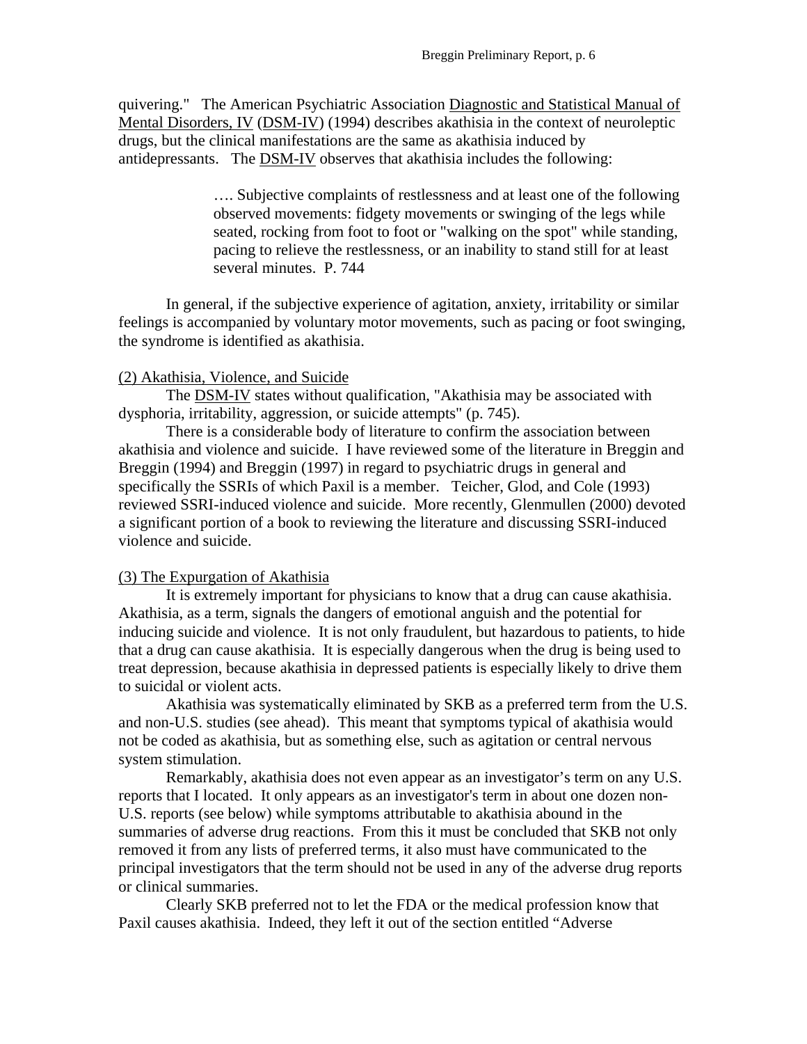quivering." The American Psychiatric Association Diagnostic and Statistical Manual of Mental Disorders, IV (DSM-IV) (1994) describes akathisia in the context of neuroleptic drugs, but the clinical manifestations are the same as akathisia induced by antidepressants. The DSM-IV observes that akathisia includes the following:

> …. Subjective complaints of restlessness and at least one of the following observed movements: fidgety movements or swinging of the legs while seated, rocking from foot to foot or "walking on the spot" while standing, pacing to relieve the restlessness, or an inability to stand still for at least several minutes. P. 744

In general, if the subjective experience of agitation, anxiety, irritability or similar feelings is accompanied by voluntary motor movements, such as pacing or foot swinging, the syndrome is identified as akathisia.

(2) Akathisia, Violence, and Suicide

The DSM-IV states without qualification, "Akathisia may be associated with dysphoria, irritability, aggression, or suicide attempts" (p. 745).

There is a considerable body of literature to confirm the association between akathisia and violence and suicide. I have reviewed some of the literature in Breggin and Breggin (1994) and Breggin (1997) in regard to psychiatric drugs in general and specifically the SSRIs of which Paxil is a member. Teicher, Glod, and Cole (1993) reviewed SSRI-induced violence and suicide. More recently, Glenmullen (2000) devoted a significant portion of a book to reviewing the literature and discussing SSRI-induced violence and suicide.

(3) The Expurgation of Akathisia

It is extremely important for physicians to know that a drug can cause akathisia. Akathisia, as a term, signals the dangers of emotional anguish and the potential for inducing suicide and violence. It is not only fraudulent, but hazardous to patients, to hide that a drug can cause akathisia. It is especially dangerous when the drug is being used to treat depression, because akathisia in depressed patients is especially likely to drive them to suicidal or violent acts.

Akathisia was systematically eliminated by SKB as a preferred term from the U.S. and non-U.S. studies (see ahead). This meant that symptoms typical of akathisia would not be coded as akathisia, but as something else, such as agitation or central nervous system stimulation.

Remarkably, akathisia does not even appear as an investigator's term on any U.S. reports that I located. It only appears as an investigator's term in about one dozen non-U.S. reports (see below) while symptoms attributable to akathisia abound in the summaries of adverse drug reactions. From this it must be concluded that SKB not only removed it from any lists of preferred terms, it also must have communicated to the principal investigators that the term should not be used in any of the adverse drug reports or clinical summaries.

Clearly SKB preferred not to let the FDA or the medical profession know that Paxil causes akathisia. Indeed, they left it out of the section entitled "Adverse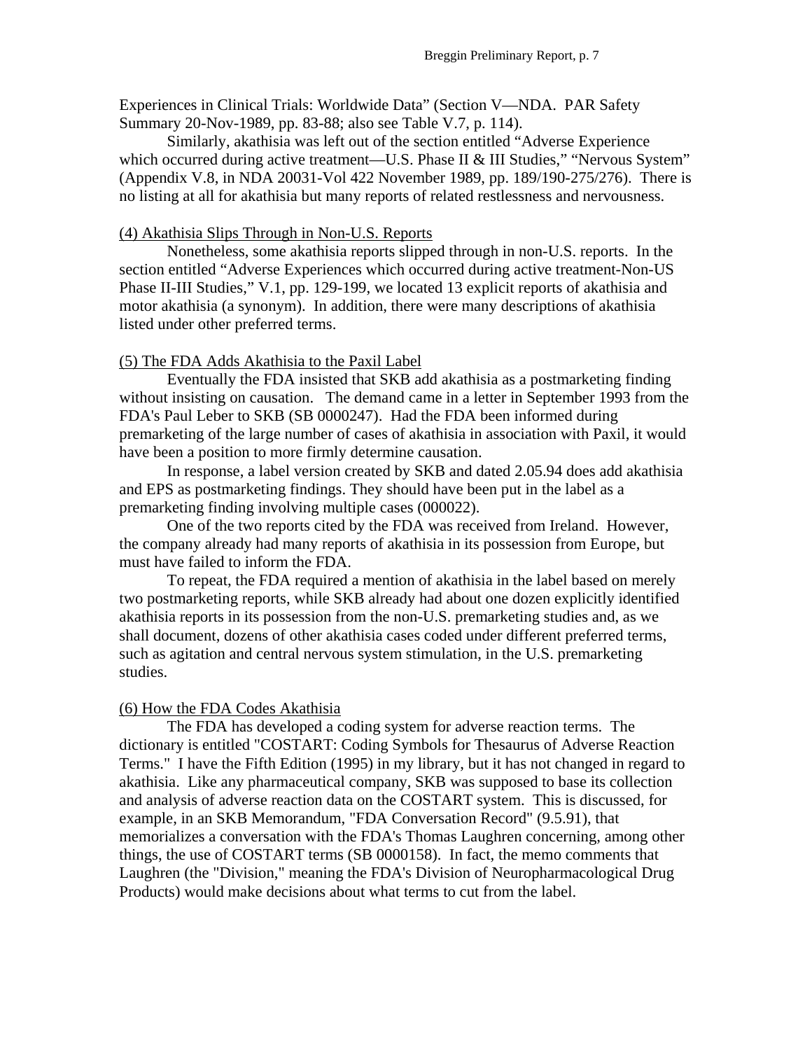Experiences in Clinical Trials: Worldwide Data" (Section V—NDA. PAR Safety Summary 20-Nov-1989, pp. 83-88; also see Table V.7, p. 114).

Similarly, akathisia was left out of the section entitled "Adverse Experience which occurred during active treatment—U.S. Phase II & III Studies," "Nervous System" (Appendix V.8, in NDA 20031-Vol 422 November 1989, pp. 189/190-275/276). There is no listing at all for akathisia but many reports of related restlessness and nervousness.

(4) Akathisia Slips Through in Non-U.S. Reports

Nonetheless, some akathisia reports slipped through in non-U.S. reports. In the section entitled "Adverse Experiences which occurred during active treatment-Non-US Phase II-III Studies," V.1, pp. 129-199, we located 13 explicit reports of akathisia and motor akathisia (a synonym). In addition, there were many descriptions of akathisia listed under other preferred terms.

(5) The FDA Adds Akathisia to the Paxil Label

Eventually the FDA insisted that SKB add akathisia as a postmarketing finding without insisting on causation. The demand came in a letter in September 1993 from the FDA's Paul Leber to SKB (SB 0000247). Had the FDA been informed during premarketing of the large number of cases of akathisia in association with Paxil, it would have been a position to more firmly determine causation.

In response, a label version created by SKB and dated 2.05.94 does add akathisia and EPS as postmarketing findings. They should have been put in the label as a premarketing finding involving multiple cases (000022).

One of the two reports cited by the FDA was received from Ireland. However, the company already had many reports of akathisia in its possession from Europe, but must have failed to inform the FDA.

To repeat, the FDA required a mention of akathisia in the label based on merely two postmarketing reports, while SKB already had about one dozen explicitly identified akathisia reports in its possession from the non-U.S. premarketing studies and, as we shall document, dozens of other akathisia cases coded under different preferred terms, such as agitation and central nervous system stimulation, in the U.S. premarketing studies.

(6) How the FDA Codes Akathisia

The FDA has developed a coding system for adverse reaction terms. The dictionary is entitled "COSTART: Coding Symbols for Thesaurus of Adverse Reaction Terms." I have the Fifth Edition (1995) in my library, but it has not changed in regard to akathisia. Like any pharmaceutical company, SKB was supposed to base its collection and analysis of adverse reaction data on the COSTART system. This is discussed, for example, in an SKB Memorandum, "FDA Conversation Record" (9.5.91), that memorializes a conversation with the FDA's Thomas Laughren concerning, among other things, the use of COSTART terms (SB 0000158). In fact, the memo comments that Laughren (the "Division," meaning the FDA's Division of Neuropharmacological Drug Products) would make decisions about what terms to cut from the label.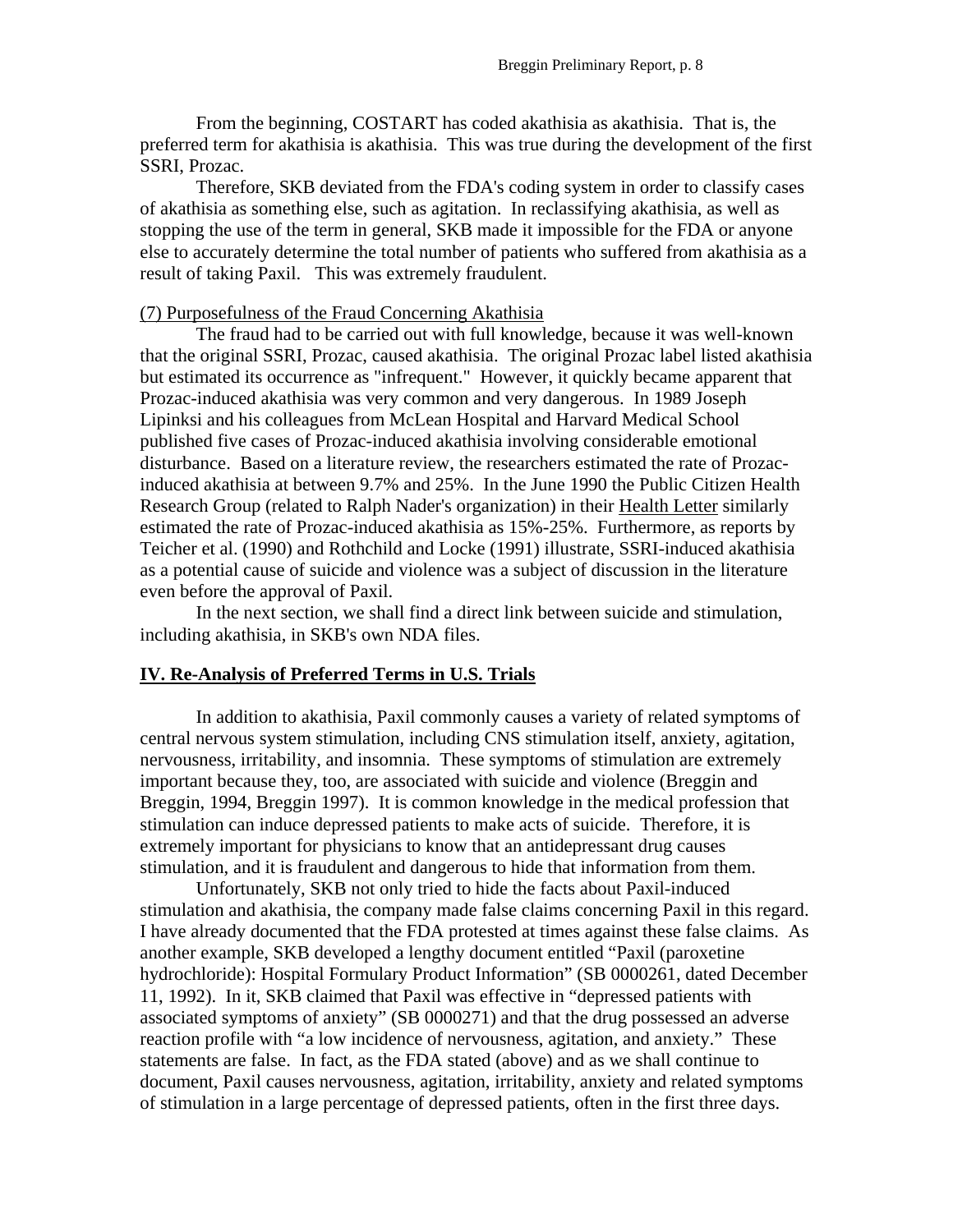From the beginning, COSTART has coded akathisia as akathisia. That is, the preferred term for akathisia is akathisia. This was true during the development of the first SSRI, Prozac.

Therefore, SKB deviated from the FDA's coding system in order to classify cases of akathisia as something else, such as agitation. In reclassifying akathisia, as well as stopping the use of the term in general, SKB made it impossible for the FDA or anyone else to accurately determine the total number of patients who suffered from akathisia as a result of taking Paxil. This was extremely fraudulent.

<u>(7) Purposefulness of the Fraud Concerning Akathisia</u>

The fraud had to be carried out with full knowledge, because it was well-known that the original SSRI, Prozac, caused akathisia. The original Prozac label listed akathisia but estimated its occurrence as "infrequent." However, it quickly became apparent that Prozac-induced akathisia was very common and very dangerous. In 1989 Joseph Lipinksi and his colleagues from McLean Hospital and Harvard Medical School published five cases of Prozac-induced akathisia involving considerable emotional disturbance. Based on a literature review, the researchers estimated the rate of Prozac-induced akathisia at between 9.7% and 25%. In the June 1990 the Public Citizen Health Research Group (related to Ralph Nader's organization) in their <u>Health Letter</u> similarly estimated the rate of Prozac-induced akathisia as 15%-25%. Furthermore, as reports by Teicher et al. (1990) and Rothchild and Locke (1991) illustrate, SSRI-induced akathisia as a potential cause of suicide and violence was a subject of discussion in the literature even before the approval of Paxil.

In the next section, we shall find a direct link between suicide and stimulation, including akathisia, in SKB's own NDA files.

## **<u>IV. Re-Analysis of Preferred Terms in U.S. Trials</u>**

In addition to akathisia, Paxil commonly causes a variety of related symptoms of central nervous system stimulation, including CNS stimulation itself, anxiety, agitation, nervousness, irritability, and insomnia. These symptoms of stimulation are extremely important because they, too, are associated with suicide and violence (Breggin and Breggin, 1994, Breggin 1997). It is common knowledge in the medical profession that stimulation can induce depressed patients to make acts of suicide. Therefore, it is extremely important for physicians to know that an antidepressant drug causes stimulation, and it is fraudulent and dangerous to hide that information from them.

Unfortunately, SKB not only tried to hide the facts about Paxil-induced stimulation and akathisia, the company made false claims concerning Paxil in this regard. I have already documented that the FDA protested at times against these false claims. As another example, SKB developed a lengthy document entitled "Paxil (paroxetine hydrochloride): Hospital Formulary Product Information" (SB 0000261, dated December 11, 1992). In it, SKB claimed that Paxil was effective in "depressed patients with associated symptoms of anxiety" (SB 0000271) and that the drug possessed an adverse reaction profile with "a low incidence of nervousness, agitation, and anxiety." These statements are false. In fact, as the FDA stated (above) and as we shall continue to document, Paxil causes nervousness, agitation, irritability, anxiety and related symptoms of stimulation in a large percentage of depressed patients, often in the first three days.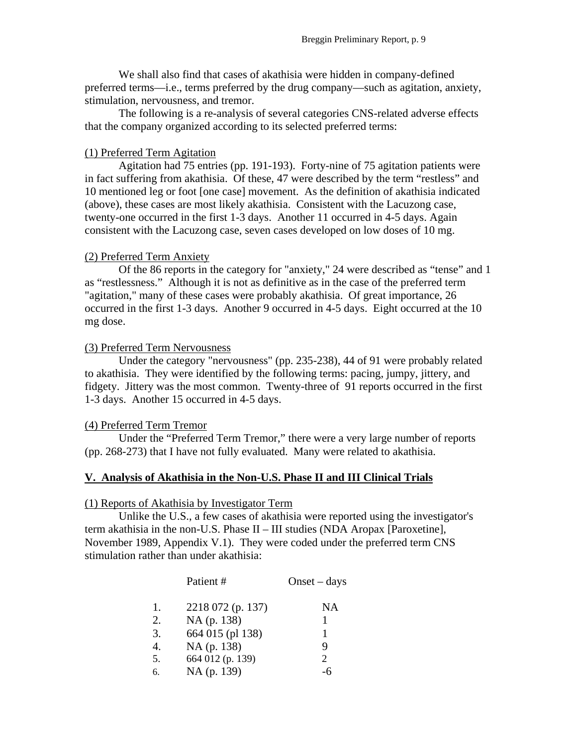We shall also find that cases of akathisia were hidden in company-defined preferred terms—i.e., terms preferred by the drug company—such as agitation, anxiety, stimulation, nervousness, and tremor.

The following is a re-analysis of several categories CNS-related adverse effects that the company organized according to its selected preferred terms:

(1) Preferred Term Agitation

Agitation had 75 entries (pp. 191-193). Forty-nine of 75 agitation patients were in fact suffering from akathisia. Of these, 47 were described by the term "restless" and 10 mentioned leg or foot [one case] movement. As the definition of akathisia indicated (above), these cases are most likely akathisia. Consistent with the Lacuzong case, twenty-one occurred in the first 1-3 days. Another 11 occurred in 4-5 days. Again consistent with the Lacuzong case, seven cases developed on low doses of 10 mg.

(2) Preferred Term Anxiety

Of the 86 reports in the category for "anxiety," 24 were described as "tense" and 1 as "restlessness." Although it is not as definitive as in the case of the preferred term "agitation," many of these cases were probably akathisia. Of great importance, 26 occurred in the first 1-3 days. Another 9 occurred in 4-5 days. Eight occurred at the 10 mg dose.

(3) Preferred Term Nervousness

Under the category "nervousness" (pp. 235-238), 44 of 91 were probably related to akathisia. They were identified by the following terms: pacing, jumpy, jittery, and fidgety. Jittery was the most common. Twenty-three of 91 reports occurred in the first 1-3 days. Another 15 occurred in 4-5 days.

(4) Preferred Term Tremor

Under the "Preferred Term Tremor," there were a very large number of reports (pp. 268-273) that I have not fully evaluated. Many were related to akathisia.

## V. Analysis of Akathisia in the Non-U.S. Phase II and III Clinical Trials

(1) Reports of Akathisia by Investigator Term

Unlike the U.S., a few cases of akathisia were reported using the investigator's term akathisia in the non-U.S. Phase II – III studies (NDA Aropax [Paroxetine], November 1989, Appendix V.1). They were coded under the preferred term CNS stimulation rather than under akathisia:

| | Patient # | Onset – days |
|---|---|---|
| 1. | 2218 072 (p. 137) | NA |
| 2. | NA (p. 138) | 1 |
| 3. | 664 015 (pl 138) | 1 |
| 4. | NA (p. 138) | 9 |
| 5. | 664 012 (p. 139) | 2 |
| 6. | NA (p. 139) | -6 |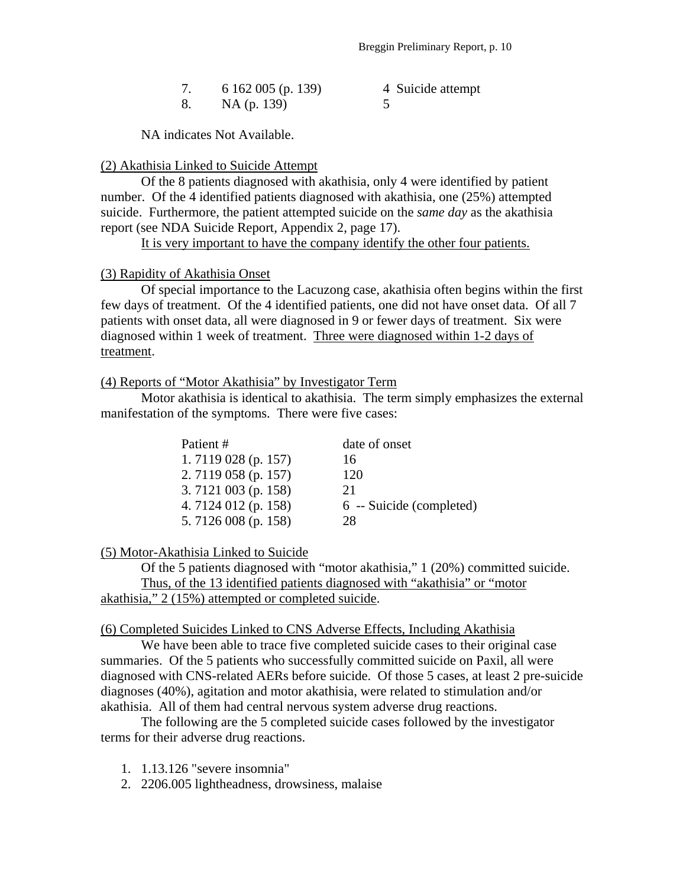| | | |
|---|---|---|
| 7. | 6 162 005 (p. 139) | 4 Suicide attempt |
| 8. | NA (p. 139) | 5 |

NA indicates Not Available.

(2) Akathisia Linked to Suicide Attempt

Of the 8 patients diagnosed with akathisia, only 4 were identified by patient number. Of the 4 identified patients diagnosed with akathisia, one (25%) attempted suicide. Furthermore, the patient attempted suicide on the *same day* as the akathisia report (see NDA Suicide Report, Appendix 2, page 17).

It is very important to have the company identify the other four patients.

(3) Rapidity of Akathisia Onset

Of special importance to the Lacuzong case, akathisia often begins within the first few days of treatment. Of the 4 identified patients, one did not have onset data. Of all 7 patients with onset data, all were diagnosed in 9 or fewer days of treatment. Six were diagnosed within 1 week of treatment. Three were diagnosed within 1-2 days of treatment.

(4) Reports of "Motor Akathisia" by Investigator Term

Motor akathisia is identical to akathisia. The term simply emphasizes the external manifestation of the symptoms. There were five cases:

| Patient # | date of onset |
|---|---|
| 1. 7119 028 (p. 157) | 16 |
| 2. 7119 058 (p. 157) | 120 |
| 3. 7121 003 (p. 158) | 21 |
| 4. 7124 012 (p. 158) | 6 -- Suicide (completed) |
| 5. 7126 008 (p. 158) | 28 |

(5) Motor-Akathisia Linked to Suicide

Of the 5 patients diagnosed with "motor akathisia," 1 (20%) committed suicide.

Thus, of the 13 identified patients diagnosed with "akathisia" or "motor akathisia," 2 (15%) attempted or completed suicide.

(6) Completed Suicides Linked to CNS Adverse Effects, Including Akathisia

We have been able to trace five completed suicide cases to their original case summaries. Of the 5 patients who successfully committed suicide on Paxil, all were diagnosed with CNS-related AERs before suicide. Of those 5 cases, at least 2 pre-suicide diagnoses (40%), agitation and motor akathisia, were related to stimulation and/or akathisia. All of them had central nervous system adverse drug reactions.

The following are the 5 completed suicide cases followed by the investigator terms for their adverse drug reactions.

1. 1.13.126 "severe insomnia"
2. 2206.005 lightheadness, drowsiness, malaise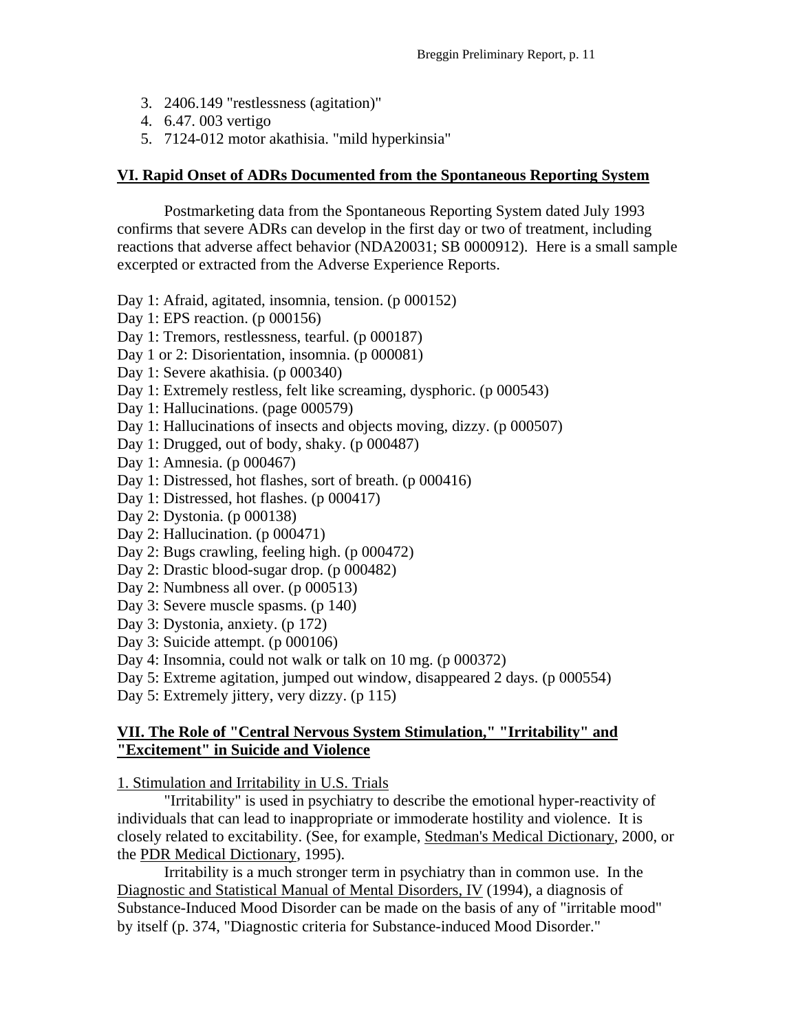3. 2406.149 "restlessness (agitation)"
4. 6.47. 003 vertigo
5. 7124-012 motor akathisia. "mild hyperkinsia"

## VI. Rapid Onset of ADRs Documented from the Spontaneous Reporting System

Postmarketing data from the Spontaneous Reporting System dated July 1993 confirms that severe ADRs can develop in the first day or two of treatment, including reactions that adverse affect behavior (NDA20031; SB 0000912). Here is a small sample excerpted or extracted from the Adverse Experience Reports.

Day 1: Afraid, agitated, insomnia, tension. (p 000152)
Day 1: EPS reaction. (p 000156)
Day 1: Tremors, restlessness, tearful. (p 000187)
Day 1 or 2: Disorientation, insomnia. (p 000081)
Day 1: Severe akathisia. (p 000340)
Day 1: Extremely restless, felt like screaming, dysphoric. (p 000543)
Day 1: Hallucinations. (page 000579)
Day 1: Hallucinations of insects and objects moving, dizzy. (p 000507)
Day 1: Drugged, out of body, shaky. (p 000487)
Day 1: Amnesia. (p 000467)
Day 1: Distressed, hot flashes, sort of breath. (p 000416)
Day 1: Distressed, hot flashes. (p 000417)
Day 2: Dystonia. (p 000138)
Day 2: Hallucination. (p 000471)
Day 2: Bugs crawling, feeling high. (p 000472)
Day 2: Drastic blood-sugar drop. (p 000482)
Day 2: Numbness all over. (p 000513)
Day 3: Severe muscle spasms. (p 140)
Day 3: Dystonia, anxiety. (p 172)
Day 3: Suicide attempt. (p 000106)
Day 4: Insomnia, could not walk or talk on 10 mg. (p 000372)
Day 5: Extreme agitation, jumped out window, disappeared 2 days. (p 000554)
Day 5: Extremely jittery, very dizzy. (p 115)

## VII. The Role of "Central Nervous System Stimulation," "Irritability" and "Excitement" in Suicide and Violence

1. Stimulation and Irritability in U.S. Trials

"Irritability" is used in psychiatry to describe the emotional hyper-reactivity of individuals that can lead to inappropriate or immoderate hostility and violence. It is closely related to excitability. (See, for example, Stedman's Medical Dictionary, 2000, or the PDR Medical Dictionary, 1995).

Irritability is a much stronger term in psychiatry than in common use. In the Diagnostic and Statistical Manual of Mental Disorders, IV (1994), a diagnosis of Substance-Induced Mood Disorder can be made on the basis of any of "irritable mood" by itself (p. 374, "Diagnostic criteria for Substance-induced Mood Disorder."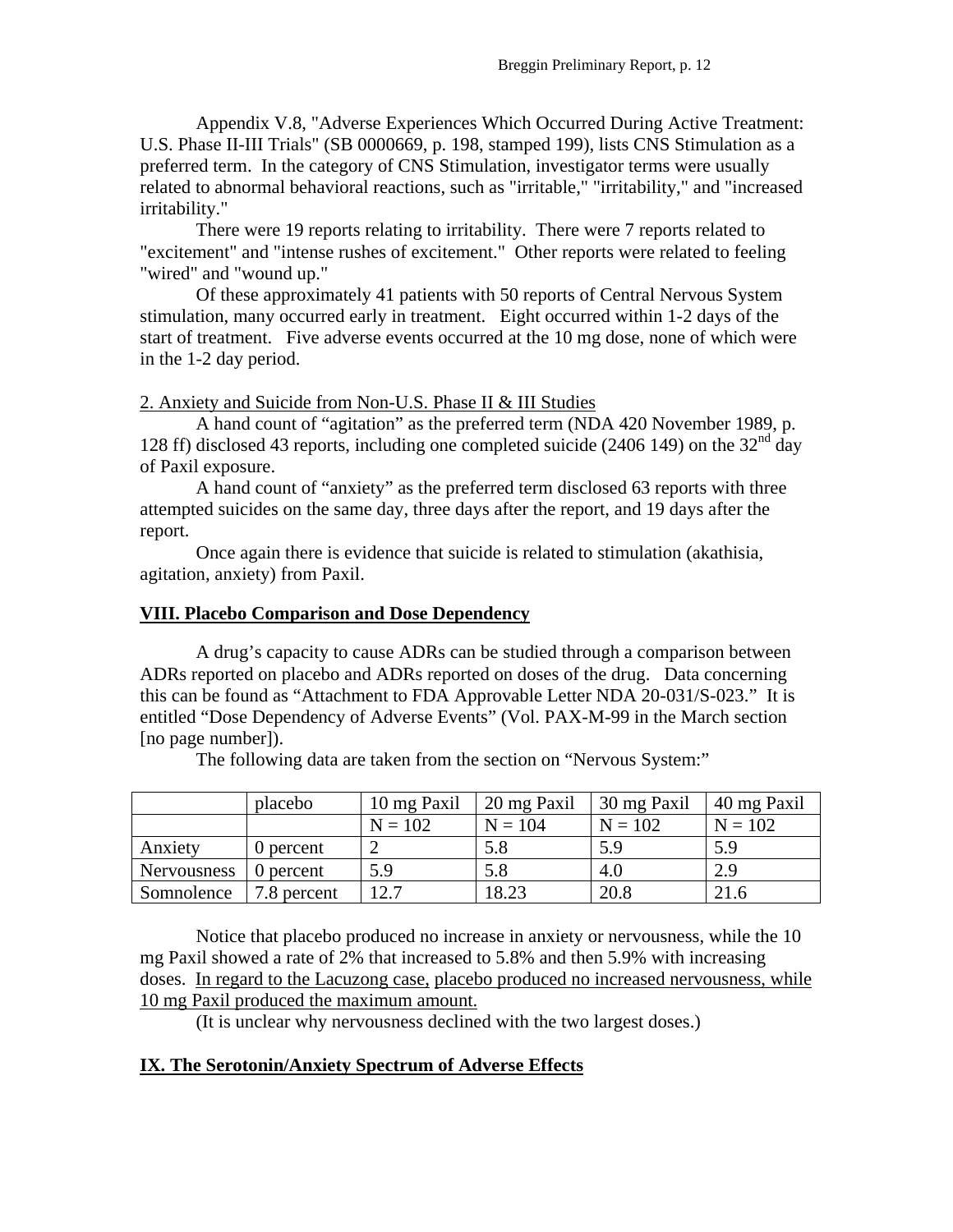Appendix V.8, "Adverse Experiences Which Occurred During Active Treatment: U.S. Phase II-III Trials" (SB 0000669, p. 198, stamped 199), lists CNS Stimulation as a preferred term. In the category of CNS Stimulation, investigator terms were usually related to abnormal behavioral reactions, such as "irritable," "irritability," and "increased irritability."

There were 19 reports relating to irritability. There were 7 reports related to "excitement" and "intense rushes of excitement." Other reports were related to feeling "wired" and "wound up."

Of these approximately 41 patients with 50 reports of Central Nervous System stimulation, many occurred early in treatment. Eight occurred within 1-2 days of the start of treatment. Five adverse events occurred at the 10 mg dose, none of which were in the 1-2 day period.

2. Anxiety and Suicide from Non-U.S. Phase II & III Studies

A hand count of "agitation" as the preferred term (NDA 420 November 1989, p. 128 ff) disclosed 43 reports, including one completed suicide (2406 149) on the 32nd day of Paxil exposure.

A hand count of "anxiety" as the preferred term disclosed 63 reports with three attempted suicides on the same day, three days after the report, and 19 days after the report.

Once again there is evidence that suicide is related to stimulation (akathisia, agitation, anxiety) from Paxil.

## **VIII. Placebo Comparison and Dose Dependency**

A drug's capacity to cause ADRs can be studied through a comparison between ADRs reported on placebo and ADRs reported on doses of the drug. Data concerning this can be found as "Attachment to FDA Approvable Letter NDA 20-031/S-023." It is entitled "Dose Dependency of Adverse Events" (Vol. PAX-M-99 in the March section [no page number]).

The following data are taken from the section on "Nervous System:"

| | placebo | 10 mg Paxil | 20 mg Paxil | 30 mg Paxil | 40 mg Paxil |
|---|---|---|---|---|---|
| | | N = 102 | N = 104 | N = 102 | N = 102 |
| Anxiety | 0 percent | 2 | 5.8 | 5.9 | 5.9 |
| Nervousness | 0 percent | 5.9 | 5.8 | 4.0 | 2.9 |
| Somnolence | 7.8 percent | 12.7 | 18.23 | 20.8 | 21.6 |

Notice that placebo produced no increase in anxiety or nervousness, while the 10 mg Paxil showed a rate of 2% that increased to 5.8% and then 5.9% with increasing doses. In regard to the Lacuzong case, placebo produced no increased nervousness, while 10 mg Paxil produced the maximum amount.

(It is unclear why nervousness declined with the two largest doses.)

## **IX. The Serotonin/Anxiety Spectrum of Adverse Effects**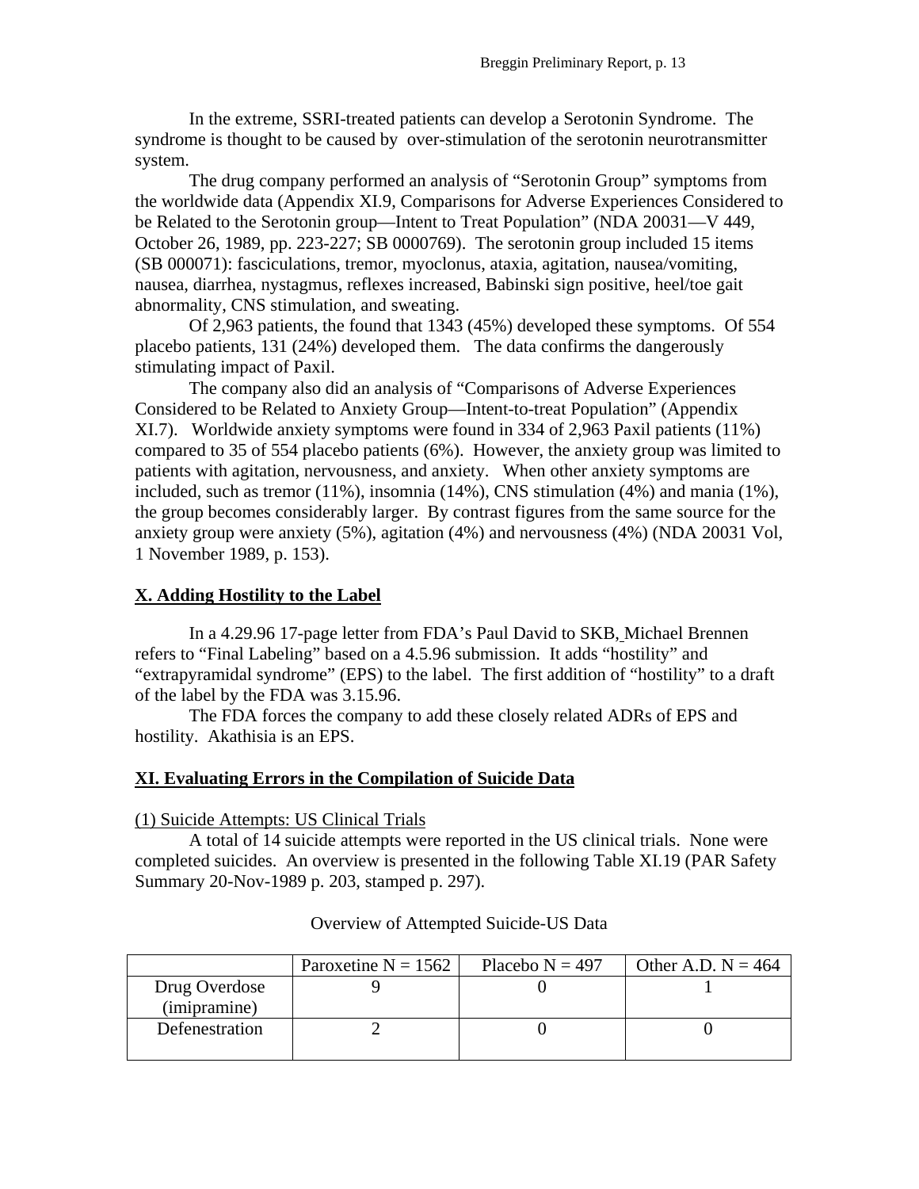In the extreme, SSRI-treated patients can develop a Serotonin Syndrome. The syndrome is thought to be caused by over-stimulation of the serotonin neurotransmitter system.

The drug company performed an analysis of "Serotonin Group" symptoms from the worldwide data (Appendix XI.9, Comparisons for Adverse Experiences Considered to be Related to the Serotonin group—Intent to Treat Population" (NDA 20031—V 449, October 26, 1989, pp. 223-227; SB 0000769). The serotonin group included 15 items (SB 000071): fasciculations, tremor, myoclonus, ataxia, agitation, nausea/vomiting, nausea, diarrhea, nystagmus, reflexes increased, Babinski sign positive, heel/toe gait abnormality, CNS stimulation, and sweating.

Of 2,963 patients, the found that 1343 (45%) developed these symptoms. Of 554 placebo patients, 131 (24%) developed them. The data confirms the dangerously stimulating impact of Paxil.

The company also did an analysis of "Comparisons of Adverse Experiences Considered to be Related to Anxiety Group—Intent-to-treat Population" (Appendix XI.7). Worldwide anxiety symptoms were found in 334 of 2,963 Paxil patients (11%) compared to 35 of 554 placebo patients (6%). However, the anxiety group was limited to patients with agitation, nervousness, and anxiety. When other anxiety symptoms are included, such as tremor (11%), insomnia (14%), CNS stimulation (4%) and mania (1%), the group becomes considerably larger. By contrast figures from the same source for the anxiety group were anxiety (5%), agitation (4%) and nervousness (4%) (NDA 20031 Vol, 1 November 1989, p. 153).

## X. Adding Hostility to the Label

In a 4.29.96 17-page letter from FDA's Paul David to SKB, Michael Brennen refers to "Final Labeling" based on a 4.5.96 submission. It adds "hostility" and "extrapyramidal syndrome" (EPS) to the label. The first addition of "hostility" to a draft of the label by the FDA was 3.15.96.

The FDA forces the company to add these closely related ADRs of EPS and hostility. Akathisia is an EPS.

## XI. Evaluating Errors in the Compilation of Suicide Data

### (1) Suicide Attempts: US Clinical Trials

A total of 14 suicide attempts were reported in the US clinical trials. None were completed suicides. An overview is presented in the following Table XI.19 (PAR Safety Summary 20-Nov-1989 p. 203, stamped p. 297).

Overview of Attempted Suicide-US Data

| | Paroxetine N = 1562 | Placebo N = 497 | Other A.D. N = 464 |
|---|---|---|---|
| Drug Overdose (imipramine) | 9 | 0 | 1 |
| Defenestration | 2 | 0 | 0 |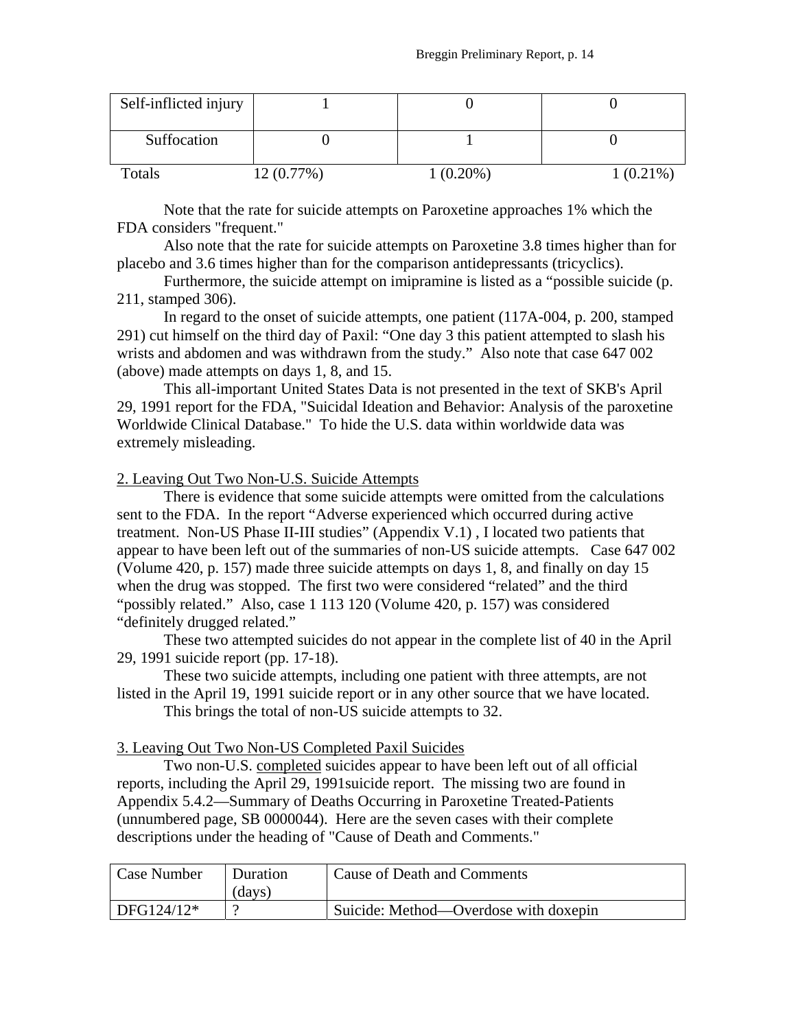| Self-inflicted injury | 1 | 0 | 0 |
|---|---|---|---|
| Suffocation | 0 | 1 | 0 |
| Totals | 12 (0.77%) | 1 (0.20%) | 1 (0.21%) |

Note that the rate for suicide attempts on Paroxetine approaches 1% which the FDA considers "frequent."

Also note that the rate for suicide attempts on Paroxetine 3.8 times higher than for placebo and 3.6 times higher than for the comparison antidepressants (tricyclics).

Furthermore, the suicide attempt on imipramine is listed as a "possible suicide (p. 211, stamped 306).

In regard to the onset of suicide attempts, one patient (117A-004, p. 200, stamped 291) cut himself on the third day of Paxil: "One day 3 this patient attempted to slash his wrists and abdomen and was withdrawn from the study." Also note that case 647 002 (above) made attempts on days 1, 8, and 15.

This all-important United States Data is not presented in the text of SKB's April 29, 1991 report for the FDA, "Suicidal Ideation and Behavior: Analysis of the paroxetine Worldwide Clinical Database." To hide the U.S. data within worldwide data was extremely misleading.

2. Leaving Out Two Non-U.S. Suicide Attempts

There is evidence that some suicide attempts were omitted from the calculations sent to the FDA. In the report "Adverse experienced which occurred during active treatment. Non-US Phase II-III studies" (Appendix V.1) , I located two patients that appear to have been left out of the summaries of non-US suicide attempts. Case 647 002 (Volume 420, p. 157) made three suicide attempts on days 1, 8, and finally on day 15 when the drug was stopped. The first two were considered "related" and the third "possibly related." Also, case 1 113 120 (Volume 420, p. 157) was considered "definitely drugged related."

These two attempted suicides do not appear in the complete list of 40 in the April 29, 1991 suicide report (pp. 17-18).

These two suicide attempts, including one patient with three attempts, are not listed in the April 19, 1991 suicide report or in any other source that we have located.

This brings the total of non-US suicide attempts to 32.

3. Leaving Out Two Non-US Completed Paxil Suicides

Two non-U.S. completed suicides appear to have been left out of all official reports, including the April 29, 1991suicide report. The missing two are found in Appendix 5.4.2—Summary of Deaths Occurring in Paroxetine Treated-Patients (unnumbered page, SB 0000044). Here are the seven cases with their complete descriptions under the heading of "Cause of Death and Comments."

| Case Number | Duration (days) | Cause of Death and Comments |
|---|---|---|
| DFG124/12* | ? | Suicide: Method—Overdose with doxepin |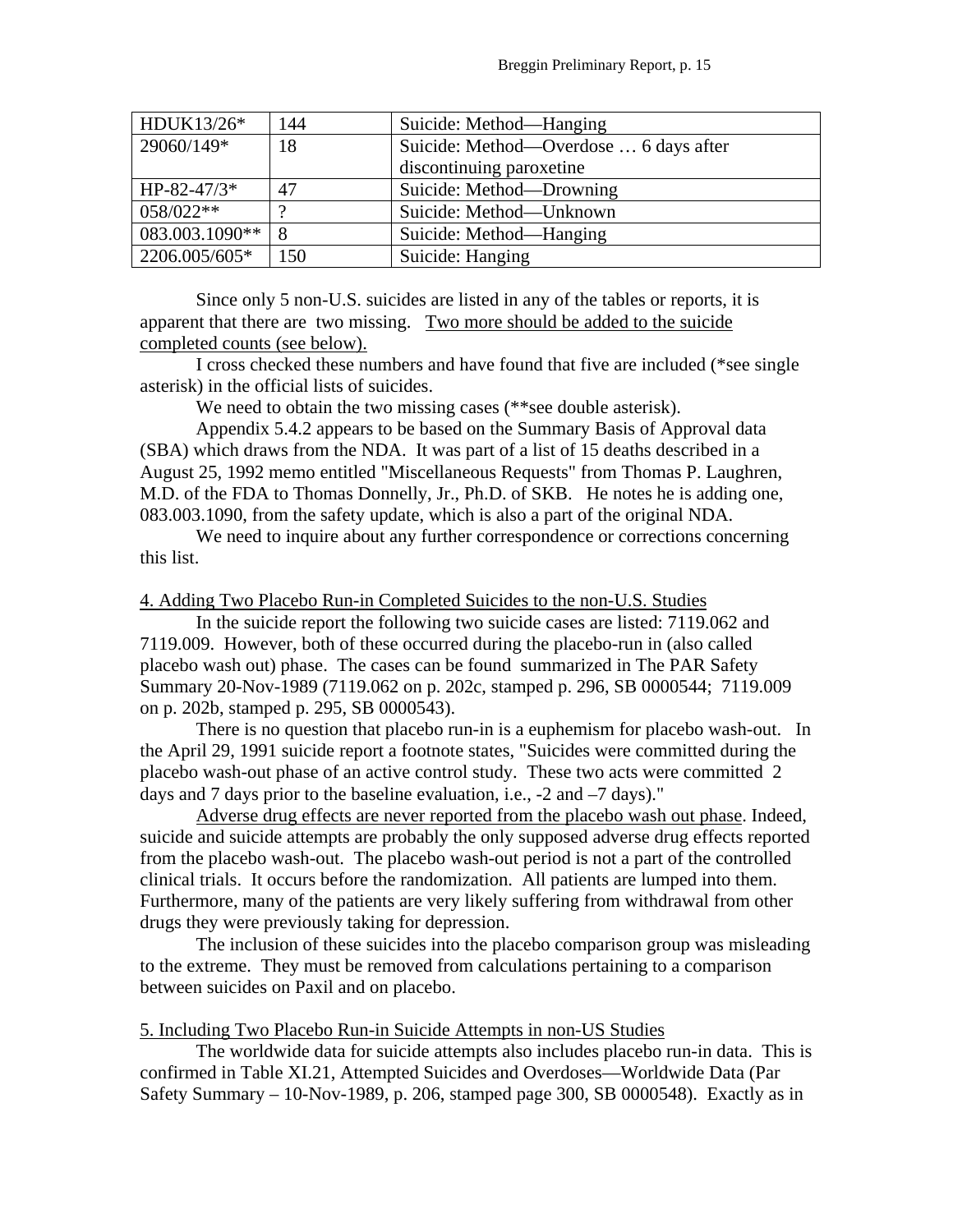| | | |
|---|---|---|
| HDUK13/26* | 144 | Suicide: Method—Hanging |
| 29060/149* | 18 | Suicide: Method—Overdose … 6 days after discontinuing paroxetine |
| HP-82-47/3* | 47 | Suicide: Method—Drowning |
| 058/022** | ? | Suicide: Method—Unknown |
| 083.003.1090** | 8 | Suicide: Method—Hanging |
| 2206.005/605* | 150 | Suicide: Hanging |

Since only 5 non-U.S. suicides are listed in any of the tables or reports, it is apparent that there are two missing. Two more should be added to the suicide completed counts (see below).

I cross checked these numbers and have found that five are included (*see single asterisk) in the official lists of suicides.

We need to obtain the two missing cases (**see double asterisk).

Appendix 5.4.2 appears to be based on the Summary Basis of Approval data (SBA) which draws from the NDA. It was part of a list of 15 deaths described in a August 25, 1992 memo entitled "Miscellaneous Requests" from Thomas P. Laughren, M.D. of the FDA to Thomas Donnelly, Jr., Ph.D. of SKB. He notes he is adding one, 083.003.1090, from the safety update, which is also a part of the original NDA.

We need to inquire about any further correspondence or corrections concerning this list.

## 4. Adding Two Placebo Run-in Completed Suicides to the non-U.S. Studies

In the suicide report the following two suicide cases are listed: 7119.062 and 7119.009. However, both of these occurred during the placebo-run in (also called placebo wash out) phase. The cases can be found summarized in The PAR Safety Summary 20-Nov-1989 (7119.062 on p. 202c, stamped p. 296, SB 0000544; 7119.009 on p. 202b, stamped p. 295, SB 0000543).

There is no question that placebo run-in is a euphemism for placebo wash-out. In the April 29, 1991 suicide report a footnote states, "Suicides were committed during the placebo wash-out phase of an active control study. These two acts were committed 2 days and 7 days prior to the baseline evaluation, i.e., -2 and –7 days)."

Adverse drug effects are never reported from the placebo wash out phase. Indeed, suicide and suicide attempts are probably the only supposed adverse drug effects reported from the placebo wash-out. The placebo wash-out period is not a part of the controlled clinical trials. It occurs before the randomization. All patients are lumped into them. Furthermore, many of the patients are very likely suffering from withdrawal from other drugs they were previously taking for depression.

The inclusion of these suicides into the placebo comparison group was misleading to the extreme. They must be removed from calculations pertaining to a comparison between suicides on Paxil and on placebo.

## 5. Including Two Placebo Run-in Suicide Attempts in non-US Studies

The worldwide data for suicide attempts also includes placebo run-in data. This is confirmed in Table XI.21, Attempted Suicides and Overdoses—Worldwide Data (Par Safety Summary – 10-Nov-1989, p. 206, stamped page 300, SB 0000548). Exactly as in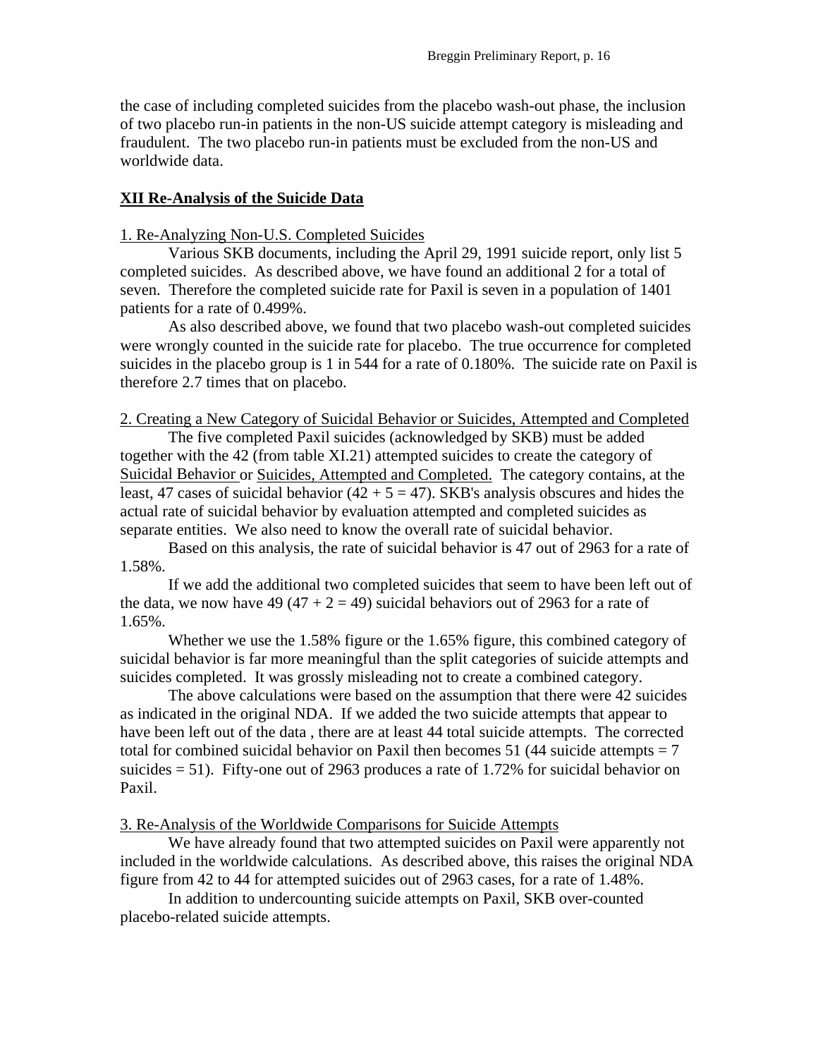the case of including completed suicides from the placebo wash-out phase, the inclusion of two placebo run-in patients in the non-US suicide attempt category is misleading and fraudulent. The two placebo run-in patients must be excluded from the non-US and worldwide data.

## XII Re-Analysis of the Suicide Data

1. Re-Analyzing Non-U.S. Completed Suicides

Various SKB documents, including the April 29, 1991 suicide report, only list 5 completed suicides. As described above, we have found an additional 2 for a total of seven. Therefore the completed suicide rate for Paxil is seven in a population of 1401 patients for a rate of 0.499%.

As also described above, we found that two placebo wash-out completed suicides were wrongly counted in the suicide rate for placebo. The true occurrence for completed suicides in the placebo group is 1 in 544 for a rate of 0.180%. The suicide rate on Paxil is therefore 2.7 times that on placebo.

2. Creating a New Category of Suicidal Behavior or Suicides, Attempted and Completed

The five completed Paxil suicides (acknowledged by SKB) must be added together with the 42 (from table XI.21) attempted suicides to create the category of Suicidal Behavior or Suicides, Attempted and Completed. The category contains, at the least, 47 cases of suicidal behavior (42 + 5 = 47). SKB's analysis obscures and hides the actual rate of suicidal behavior by evaluation attempted and completed suicides as separate entities. We also need to know the overall rate of suicidal behavior.

Based on this analysis, the rate of suicidal behavior is 47 out of 2963 for a rate of 1.58%.

If we add the additional two completed suicides that seem to have been left out of the data, we now have 49 (47 + 2 = 49) suicidal behaviors out of 2963 for a rate of 1.65%.

Whether we use the 1.58% figure or the 1.65% figure, this combined category of suicidal behavior is far more meaningful than the split categories of suicide attempts and suicides completed. It was grossly misleading not to create a combined category.

The above calculations were based on the assumption that there were 42 suicides as indicated in the original NDA. If we added the two suicide attempts that appear to have been left out of the data , there are at least 44 total suicide attempts. The corrected total for combined suicidal behavior on Paxil then becomes 51 (44 suicide attempts = 7 suicides = 51). Fifty-one out of 2963 produces a rate of 1.72% for suicidal behavior on Paxil.

3. Re-Analysis of the Worldwide Comparisons for Suicide Attempts

We have already found that two attempted suicides on Paxil were apparently not included in the worldwide calculations. As described above, this raises the original NDA figure from 42 to 44 for attempted suicides out of 2963 cases, for a rate of 1.48%.

In addition to undercounting suicide attempts on Paxil, SKB over-counted placebo-related suicide attempts.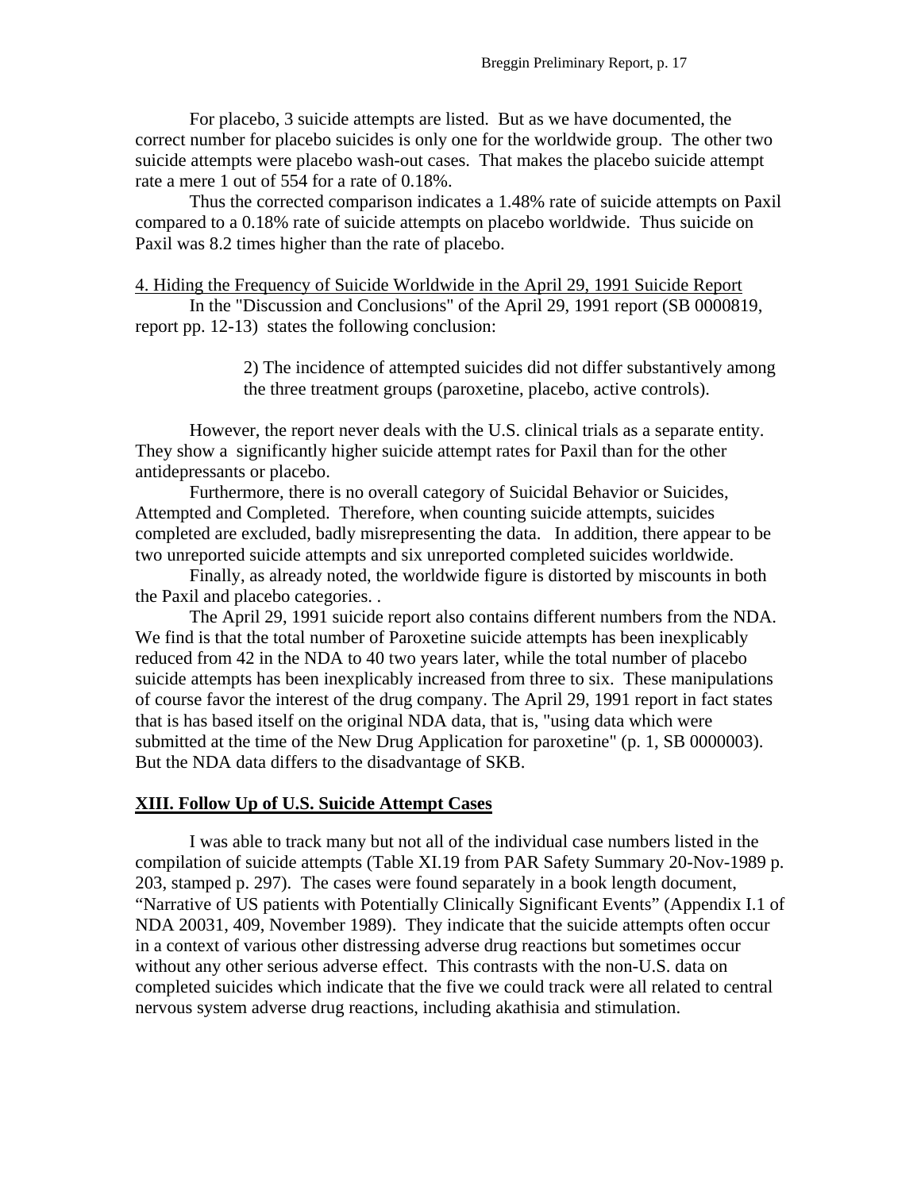For placebo, 3 suicide attempts are listed. But as we have documented, the correct number for placebo suicides is only one for the worldwide group. The other two suicide attempts were placebo wash-out cases. That makes the placebo suicide attempt rate a mere 1 out of 554 for a rate of 0.18%.

Thus the corrected comparison indicates a 1.48% rate of suicide attempts on Paxil compared to a 0.18% rate of suicide attempts on placebo worldwide. Thus suicide on Paxil was 8.2 times higher than the rate of placebo.

4. Hiding the Frequency of Suicide Worldwide in the April 29, 1991 Suicide Report

In the "Discussion and Conclusions" of the April 29, 1991 report (SB 0000819, report pp. 12-13) states the following conclusion:

> 2) The incidence of attempted suicides did not differ substantively among the three treatment groups (paroxetine, placebo, active controls).

However, the report never deals with the U.S. clinical trials as a separate entity. They show a significantly higher suicide attempt rates for Paxil than for the other antidepressants or placebo.

Furthermore, there is no overall category of Suicidal Behavior or Suicides, Attempted and Completed. Therefore, when counting suicide attempts, suicides completed are excluded, badly misrepresenting the data. In addition, there appear to be two unreported suicide attempts and six unreported completed suicides worldwide.

Finally, as already noted, the worldwide figure is distorted by miscounts in both the Paxil and placebo categories. .

The April 29, 1991 suicide report also contains different numbers from the NDA. We find is that the total number of Paroxetine suicide attempts has been inexplicably reduced from 42 in the NDA to 40 two years later, while the total number of placebo suicide attempts has been inexplicably increased from three to six. These manipulations of course favor the interest of the drug company. The April 29, 1991 report in fact states that is has based itself on the original NDA data, that is, "using data which were submitted at the time of the New Drug Application for paroxetine" (p. 1, SB 0000003). But the NDA data differs to the disadvantage of SKB.

## XIII. Follow Up of U.S. Suicide Attempt Cases

I was able to track many but not all of the individual case numbers listed in the compilation of suicide attempts (Table XI.19 from PAR Safety Summary 20-Nov-1989 p. 203, stamped p. 297). The cases were found separately in a book length document, "Narrative of US patients with Potentially Clinically Significant Events" (Appendix I.1 of NDA 20031, 409, November 1989). They indicate that the suicide attempts often occur in a context of various other distressing adverse drug reactions but sometimes occur without any other serious adverse effect. This contrasts with the non-U.S. data on completed suicides which indicate that the five we could track were all related to central nervous system adverse drug reactions, including akathisia and stimulation.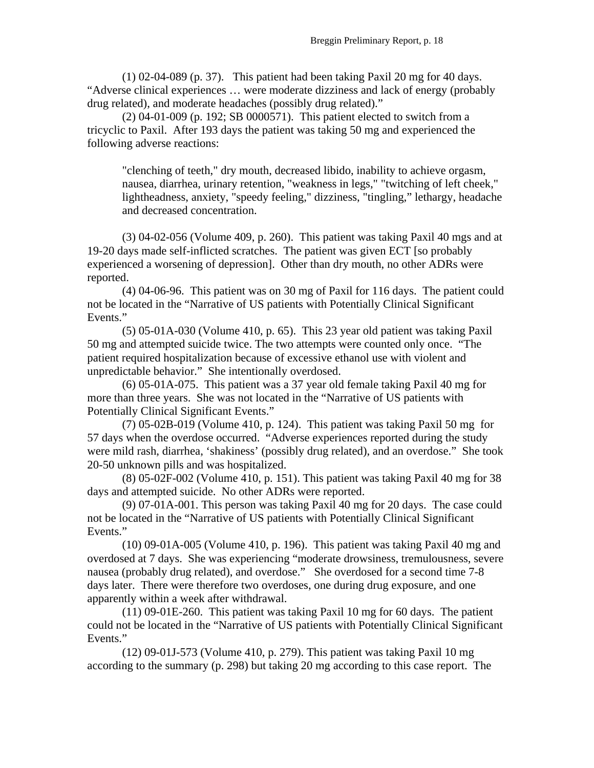(1) 02-04-089 (p. 37). This patient had been taking Paxil 20 mg for 40 days. "Adverse clinical experiences … were moderate dizziness and lack of energy (probably drug related), and moderate headaches (possibly drug related)."

(2) 04-01-009 (p. 192; SB 0000571). This patient elected to switch from a tricyclic to Paxil. After 193 days the patient was taking 50 mg and experienced the following adverse reactions:

> "clenching of teeth," dry mouth, decreased libido, inability to achieve orgasm, nausea, diarrhea, urinary retention, "weakness in legs," "twitching of left cheek," lightheadness, anxiety, "speedy feeling," dizziness, "tingling," lethargy, headache and decreased concentration.

(3) 04-02-056 (Volume 409, p. 260). This patient was taking Paxil 40 mgs and at 19-20 days made self-inflicted scratches. The patient was given ECT [so probably experienced a worsening of depression]. Other than dry mouth, no other ADRs were reported.

(4) 04-06-96. This patient was on 30 mg of Paxil for 116 days. The patient could not be located in the "Narrative of US patients with Potentially Clinical Significant Events."

(5) 05-01A-030 (Volume 410, p. 65). This 23 year old patient was taking Paxil 50 mg and attempted suicide twice. The two attempts were counted only once. "The patient required hospitalization because of excessive ethanol use with violent and unpredictable behavior." She intentionally overdosed.

(6) 05-01A-075. This patient was a 37 year old female taking Paxil 40 mg for more than three years. She was not located in the "Narrative of US patients with Potentially Clinical Significant Events."

(7) 05-02B-019 (Volume 410, p. 124). This patient was taking Paxil 50 mg for 57 days when the overdose occurred. "Adverse experiences reported during the study were mild rash, diarrhea, 'shakiness' (possibly drug related), and an overdose." She took 20-50 unknown pills and was hospitalized.

(8) 05-02F-002 (Volume 410, p. 151). This patient was taking Paxil 40 mg for 38 days and attempted suicide. No other ADRs were reported.

(9) 07-01A-001. This person was taking Paxil 40 mg for 20 days. The case could not be located in the "Narrative of US patients with Potentially Clinical Significant Events."

(10) 09-01A-005 (Volume 410, p. 196). This patient was taking Paxil 40 mg and overdosed at 7 days. She was experiencing "moderate drowsiness, tremulousness, severe nausea (probably drug related), and overdose." She overdosed for a second time 7-8 days later. There were therefore two overdoses, one during drug exposure, and one apparently within a week after withdrawal.

(11) 09-01E-260. This patient was taking Paxil 10 mg for 60 days. The patient could not be located in the "Narrative of US patients with Potentially Clinical Significant Events."

(12) 09-01J-573 (Volume 410, p. 279). This patient was taking Paxil 10 mg according to the summary (p. 298) but taking 20 mg according to this case report. The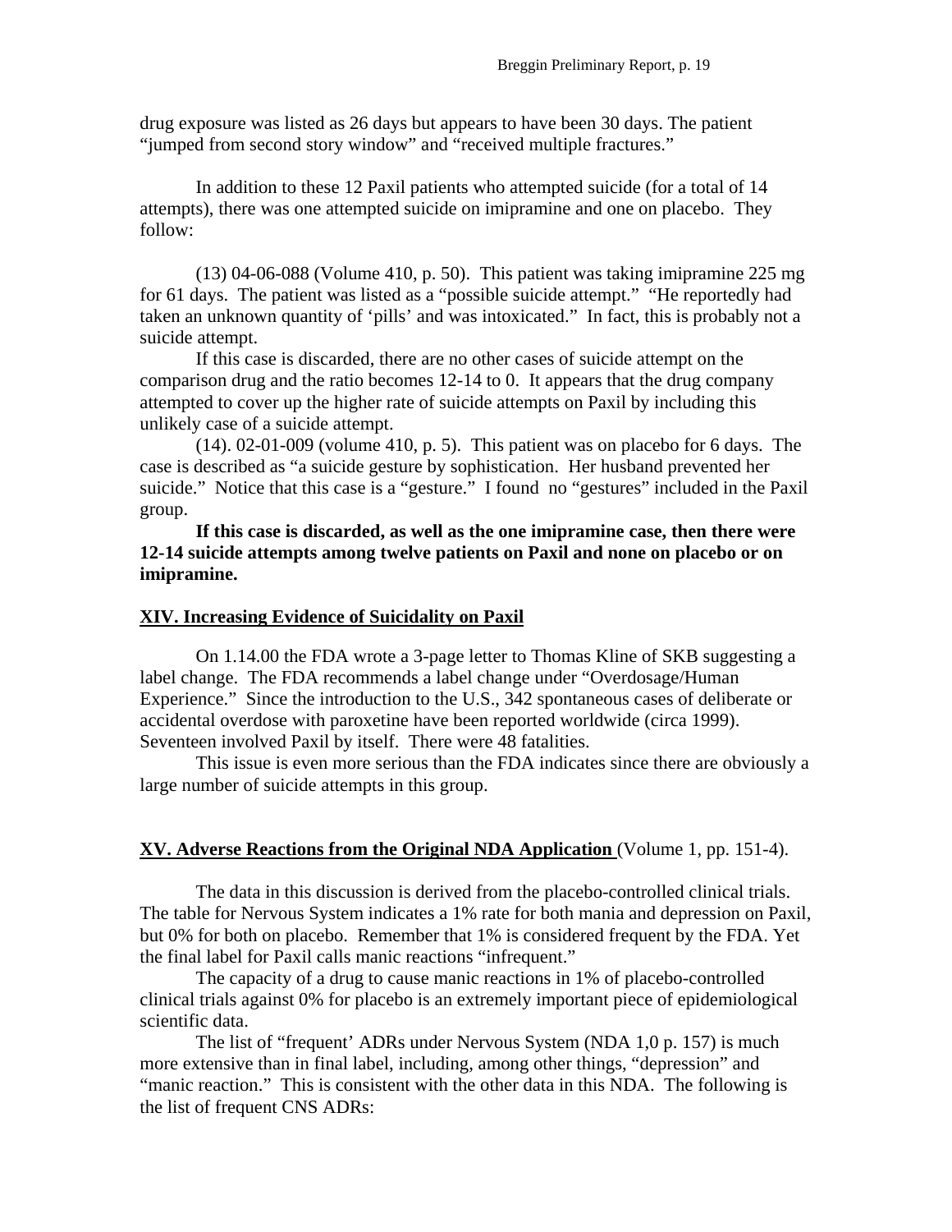drug exposure was listed as 26 days but appears to have been 30 days. The patient "jumped from second story window" and "received multiple fractures."

In addition to these 12 Paxil patients who attempted suicide (for a total of 14 attempts), there was one attempted suicide on imipramine and one on placebo. They follow:

(13) 04-06-088 (Volume 410, p. 50). This patient was taking imipramine 225 mg for 61 days. The patient was listed as a "possible suicide attempt." "He reportedly had taken an unknown quantity of 'pills' and was intoxicated." In fact, this is probably not a suicide attempt.

If this case is discarded, there are no other cases of suicide attempt on the comparison drug and the ratio becomes 12-14 to 0. It appears that the drug company attempted to cover up the higher rate of suicide attempts on Paxil by including this unlikely case of a suicide attempt.

(14). 02-01-009 (volume 410, p. 5). This patient was on placebo for 6 days. The case is described as "a suicide gesture by sophistication. Her husband prevented her suicide." Notice that this case is a "gesture." I found no "gestures" included in the Paxil group.

**If this case is discarded, as well as the one imipramine case, then there were 12-14 suicide attempts among twelve patients on Paxil and none on placebo or on imipramine.**

## XIV. Increasing Evidence of Suicidality on Paxil

On 1.14.00 the FDA wrote a 3-page letter to Thomas Kline of SKB suggesting a label change. The FDA recommends a label change under "Overdosage/Human Experience." Since the introduction to the U.S., 342 spontaneous cases of deliberate or accidental overdose with paroxetine have been reported worldwide (circa 1999). Seventeen involved Paxil by itself. There were 48 fatalities.

This issue is even more serious than the FDA indicates since there are obviously a large number of suicide attempts in this group.

## XV. Adverse Reactions from the Original NDA Application (Volume 1, pp. 151-4).

The data in this discussion is derived from the placebo-controlled clinical trials. The table for Nervous System indicates a 1% rate for both mania and depression on Paxil, but 0% for both on placebo. Remember that 1% is considered frequent by the FDA. Yet the final label for Paxil calls manic reactions "infrequent."

The capacity of a drug to cause manic reactions in 1% of placebo-controlled clinical trials against 0% for placebo is an extremely important piece of epidemiological scientific data.

The list of "frequent' ADRs under Nervous System (NDA 1,0 p. 157) is much more extensive than in final label, including, among other things, "depression" and "manic reaction." This is consistent with the other data in this NDA. The following is the list of frequent CNS ADRs: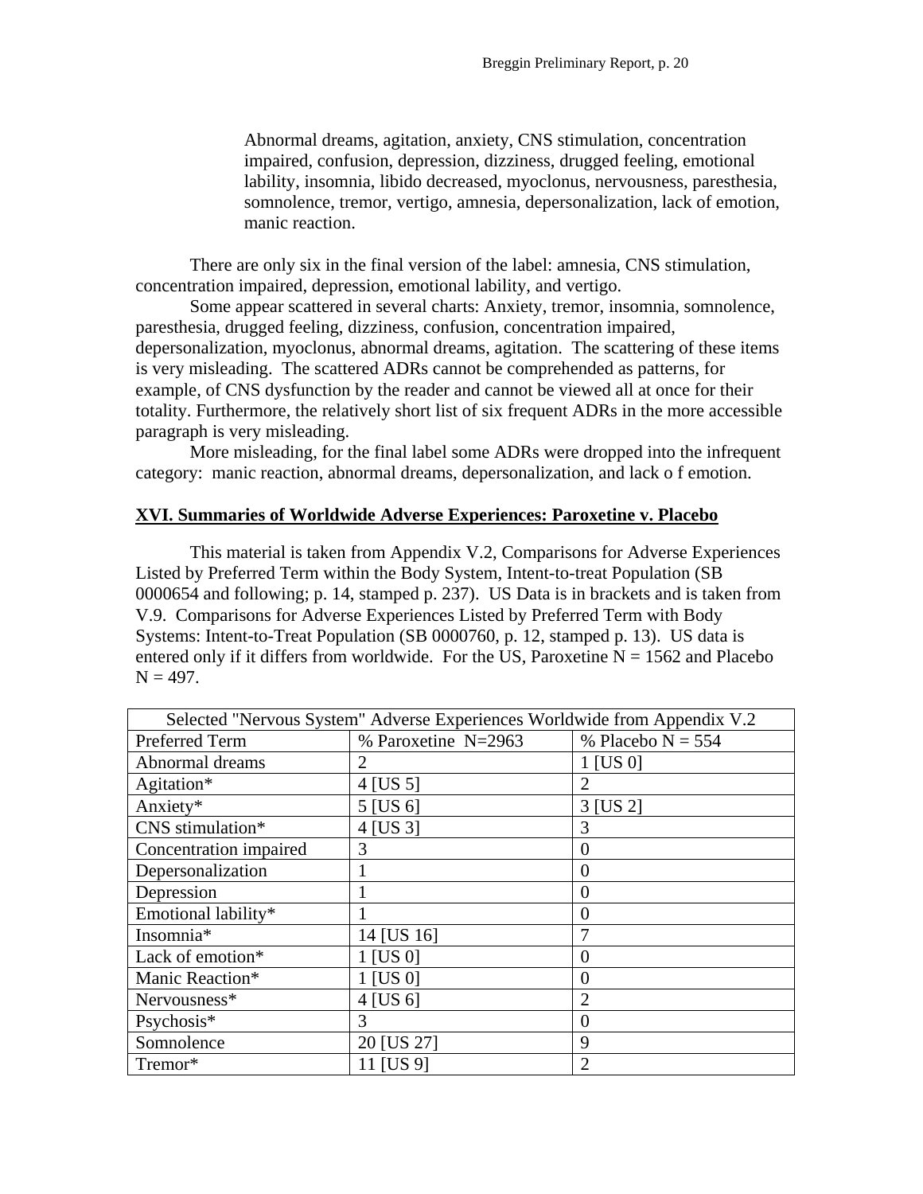> Abnormal dreams, agitation, anxiety, CNS stimulation, concentration impaired, confusion, depression, dizziness, drugged feeling, emotional lability, insomnia, libido decreased, myoclonus, nervousness, paresthesia, somnolence, tremor, vertigo, amnesia, depersonalization, lack of emotion, manic reaction.

There are only six in the final version of the label: amnesia, CNS stimulation, concentration impaired, depression, emotional lability, and vertigo.

Some appear scattered in several charts: Anxiety, tremor, insomnia, somnolence, paresthesia, drugged feeling, dizziness, confusion, concentration impaired, depersonalization, myoclonus, abnormal dreams, agitation. The scattering of these items is very misleading. The scattered ADRs cannot be comprehended as patterns, for example, of CNS dysfunction by the reader and cannot be viewed all at once for their totality. Furthermore, the relatively short list of six frequent ADRs in the more accessible paragraph is very misleading.

More misleading, for the final label some ADRs were dropped into the infrequent category: manic reaction, abnormal dreams, depersonalization, and lack o f emotion.

## XVI. Summaries of Worldwide Adverse Experiences: Paroxetine v. Placebo

This material is taken from Appendix V.2, Comparisons for Adverse Experiences Listed by Preferred Term within the Body System, Intent-to-treat Population (SB 0000654 and following; p. 14, stamped p. 237). US Data is in brackets and is taken from V.9. Comparisons for Adverse Experiences Listed by Preferred Term with Body Systems: Intent-to-Treat Population (SB 0000760, p. 12, stamped p. 13). US data is entered only if it differs from worldwide. For the US, Paroxetine N = 1562 and Placebo N = 497.

| Selected "Nervous System" Adverse Experiences Worldwide from Appendix V.2 | | |
|---|---|---|
| Preferred Term | % Paroxetine N=2963 | % Placebo N = 554 |
| Abnormal dreams | 2 | 1 [US 0] |
| Agitation* | 4 [US 5] | 2 |
| Anxiety* | 5 [US 6] | 3 [US 2] |
| CNS stimulation* | 4 [US 3] | 3 |
| Concentration impaired | 3 | 0 |
| Depersonalization | 1 | 0 |
| Depression | 1 | 0 |
| Emotional lability* | 1 | 0 |
| Insomnia* | 14 [US 16] | 7 |
| Lack of emotion* | 1 [US 0] | 0 |
| Manic Reaction* | 1 [US 0] | 0 |
| Nervousness* | 4 [US 6] | 2 |
| Psychosis* | 3 | 0 |
| Somnolence | 20 [US 27] | 9 |
| Tremor* | 11 [US 9] | 2 |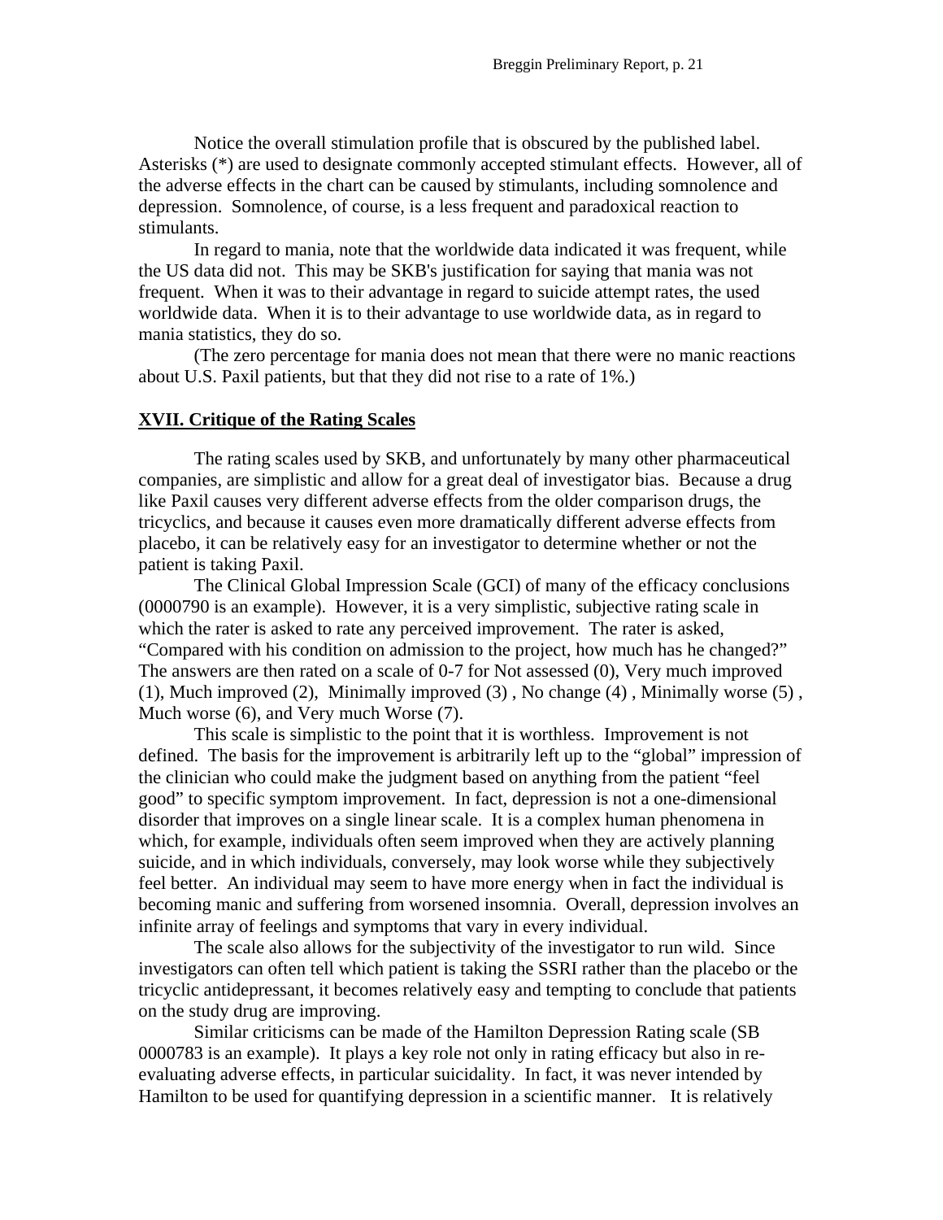Notice the overall stimulation profile that is obscured by the published label. Asterisks (*) are used to designate commonly accepted stimulant effects. However, all of the adverse effects in the chart can be caused by stimulants, including somnolence and depression. Somnolence, of course, is a less frequent and paradoxical reaction to stimulants.

In regard to mania, note that the worldwide data indicated it was frequent, while the US data did not. This may be SKB's justification for saying that mania was not frequent. When it was to their advantage in regard to suicide attempt rates, the used worldwide data. When it is to their advantage to use worldwide data, as in regard to mania statistics, they do so.

(The zero percentage for mania does not mean that there were no manic reactions about U.S. Paxil patients, but that they did not rise to a rate of 1%.)

## XVII. Critique of the Rating Scales

The rating scales used by SKB, and unfortunately by many other pharmaceutical companies, are simplistic and allow for a great deal of investigator bias. Because a drug like Paxil causes very different adverse effects from the older comparison drugs, the tricyclics, and because it causes even more dramatically different adverse effects from placebo, it can be relatively easy for an investigator to determine whether or not the patient is taking Paxil.

The Clinical Global Impression Scale (GCI) of many of the efficacy conclusions (0000790 is an example). However, it is a very simplistic, subjective rating scale in which the rater is asked to rate any perceived improvement. The rater is asked, "Compared with his condition on admission to the project, how much has he changed?" The answers are then rated on a scale of 0-7 for Not assessed (0), Very much improved (1), Much improved (2), Minimally improved (3) , No change (4) , Minimally worse (5) , Much worse (6), and Very much Worse (7).

This scale is simplistic to the point that it is worthless. Improvement is not defined. The basis for the improvement is arbitrarily left up to the "global" impression of the clinician who could make the judgment based on anything from the patient "feel good" to specific symptom improvement. In fact, depression is not a one-dimensional disorder that improves on a single linear scale. It is a complex human phenomena in which, for example, individuals often seem improved when they are actively planning suicide, and in which individuals, conversely, may look worse while they subjectively feel better. An individual may seem to have more energy when in fact the individual is becoming manic and suffering from worsened insomnia. Overall, depression involves an infinite array of feelings and symptoms that vary in every individual.

The scale also allows for the subjectivity of the investigator to run wild. Since investigators can often tell which patient is taking the SSRI rather than the placebo or the tricyclic antidepressant, it becomes relatively easy and tempting to conclude that patients on the study drug are improving.

Similar criticisms can be made of the Hamilton Depression Rating scale (SB 0000783 is an example). It plays a key role not only in rating efficacy but also in re-evaluating adverse effects, in particular suicidality. In fact, it was never intended by Hamilton to be used for quantifying depression in a scientific manner. It is relatively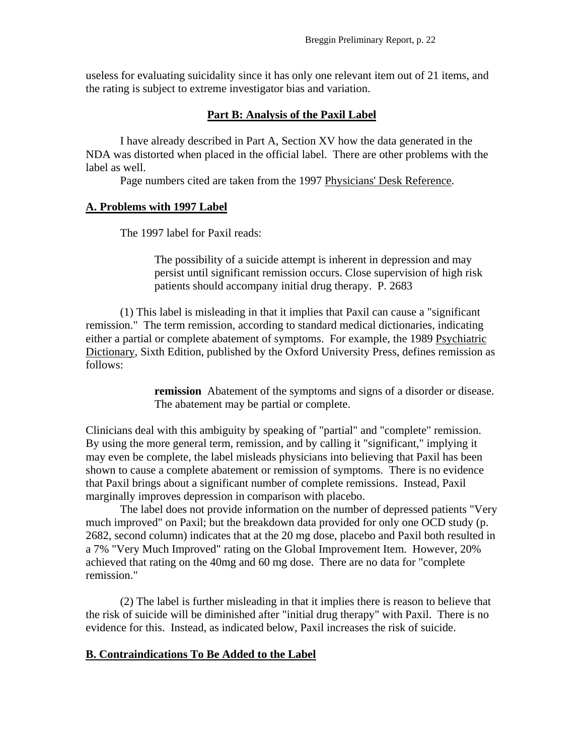useless for evaluating suicidality since it has only one relevant item out of 21 items, and the rating is subject to extreme investigator bias and variation.

## Part B: Analysis of the Paxil Label

I have already described in Part A, Section XV how the data generated in the NDA was distorted when placed in the official label. There are other problems with the label as well.

Page numbers cited are taken from the 1997 Physicians' Desk Reference.

### A. Problems with 1997 Label

The 1997 label for Paxil reads:

> The possibility of a suicide attempt is inherent in depression and may persist until significant remission occurs. Close supervision of high risk patients should accompany initial drug therapy. P. 2683

(1) This label is misleading in that it implies that Paxil can cause a "significant remission." The term remission, according to standard medical dictionaries, indicating either a partial or complete abatement of symptoms. For example, the 1989 Psychiatric Dictionary, Sixth Edition, published by the Oxford University Press, defines remission as follows:

> **remission** Abatement of the symptoms and signs of a disorder or disease. The abatement may be partial or complete.

Clinicians deal with this ambiguity by speaking of "partial" and "complete" remission. By using the more general term, remission, and by calling it "significant," implying it may even be complete, the label misleads physicians into believing that Paxil has been shown to cause a complete abatement or remission of symptoms. There is no evidence that Paxil brings about a significant number of complete remissions. Instead, Paxil marginally improves depression in comparison with placebo.

The label does not provide information on the number of depressed patients "Very much improved" on Paxil; but the breakdown data provided for only one OCD study (p. 2682, second column) indicates that at the 20 mg dose, placebo and Paxil both resulted in a 7% "Very Much Improved" rating on the Global Improvement Item. However, 20% achieved that rating on the 40mg and 60 mg dose. There are no data for "complete remission."

(2) The label is further misleading in that it implies there is reason to believe that the risk of suicide will be diminished after "initial drug therapy" with Paxil. There is no evidence for this. Instead, as indicated below, Paxil increases the risk of suicide.

### B. Contraindications To Be Added to the Label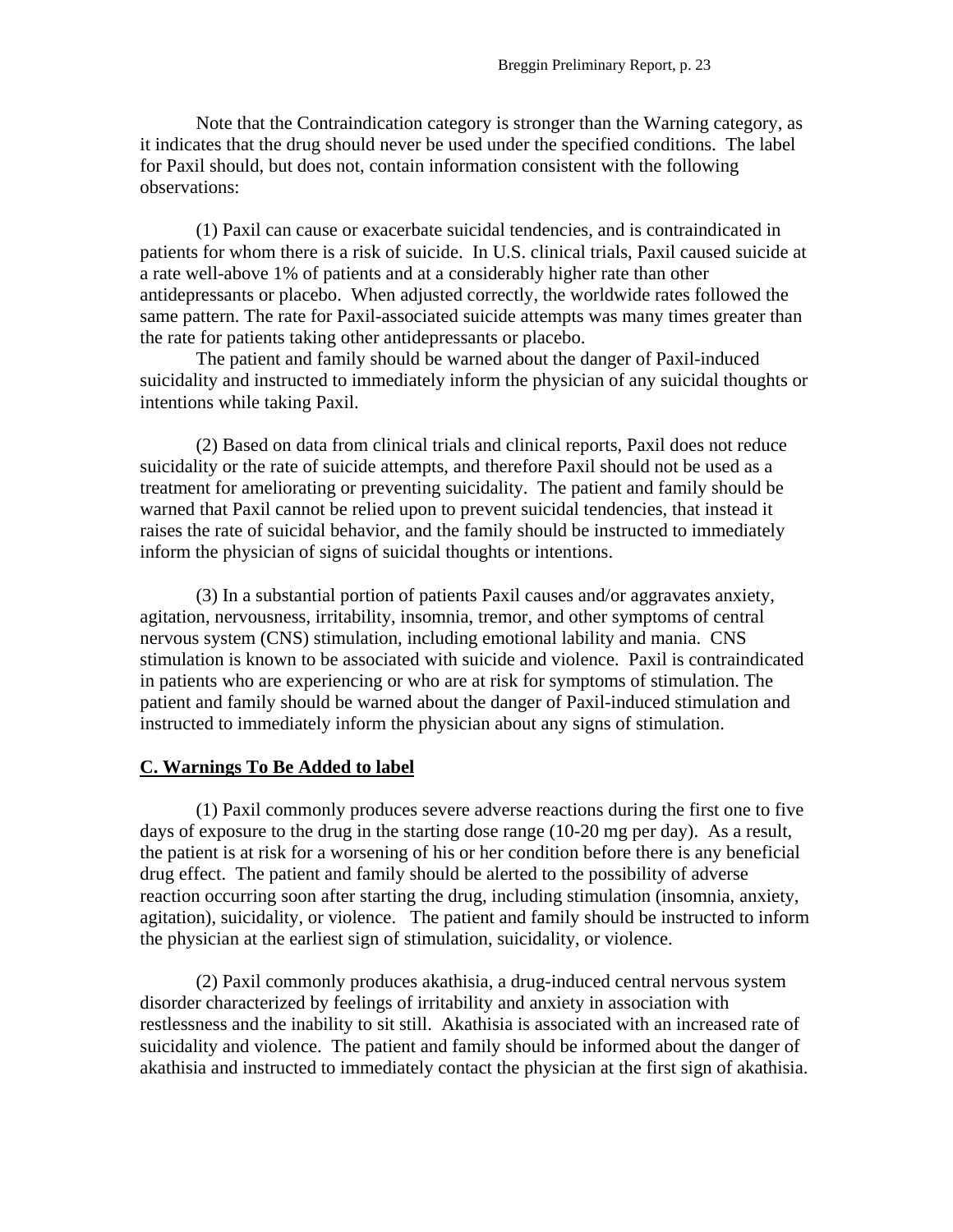Note that the Contraindication category is stronger than the Warning category, as it indicates that the drug should never be used under the specified conditions. The label for Paxil should, but does not, contain information consistent with the following observations:

(1) Paxil can cause or exacerbate suicidal tendencies, and is contraindicated in patients for whom there is a risk of suicide. In U.S. clinical trials, Paxil caused suicide at a rate well-above 1% of patients and at a considerably higher rate than other antidepressants or placebo. When adjusted correctly, the worldwide rates followed the same pattern. The rate for Paxil-associated suicide attempts was many times greater than the rate for patients taking other antidepressants or placebo.

The patient and family should be warned about the danger of Paxil-induced suicidality and instructed to immediately inform the physician of any suicidal thoughts or intentions while taking Paxil.

(2) Based on data from clinical trials and clinical reports, Paxil does not reduce suicidality or the rate of suicide attempts, and therefore Paxil should not be used as a treatment for ameliorating or preventing suicidality. The patient and family should be warned that Paxil cannot be relied upon to prevent suicidal tendencies, that instead it raises the rate of suicidal behavior, and the family should be instructed to immediately inform the physician of signs of suicidal thoughts or intentions.

(3) In a substantial portion of patients Paxil causes and/or aggravates anxiety, agitation, nervousness, irritability, insomnia, tremor, and other symptoms of central nervous system (CNS) stimulation, including emotional lability and mania. CNS stimulation is known to be associated with suicide and violence. Paxil is contraindicated in patients who are experiencing or who are at risk for symptoms of stimulation. The patient and family should be warned about the danger of Paxil-induced stimulation and instructed to immediately inform the physician about any signs of stimulation.

## C. Warnings To Be Added to label

(1) Paxil commonly produces severe adverse reactions during the first one to five days of exposure to the drug in the starting dose range (10-20 mg per day). As a result, the patient is at risk for a worsening of his or her condition before there is any beneficial drug effect. The patient and family should be alerted to the possibility of adverse reaction occurring soon after starting the drug, including stimulation (insomnia, anxiety, agitation), suicidality, or violence. The patient and family should be instructed to inform the physician at the earliest sign of stimulation, suicidality, or violence.

(2) Paxil commonly produces akathisia, a drug-induced central nervous system disorder characterized by feelings of irritability and anxiety in association with restlessness and the inability to sit still. Akathisia is associated with an increased rate of suicidality and violence. The patient and family should be informed about the danger of akathisia and instructed to immediately contact the physician at the first sign of akathisia.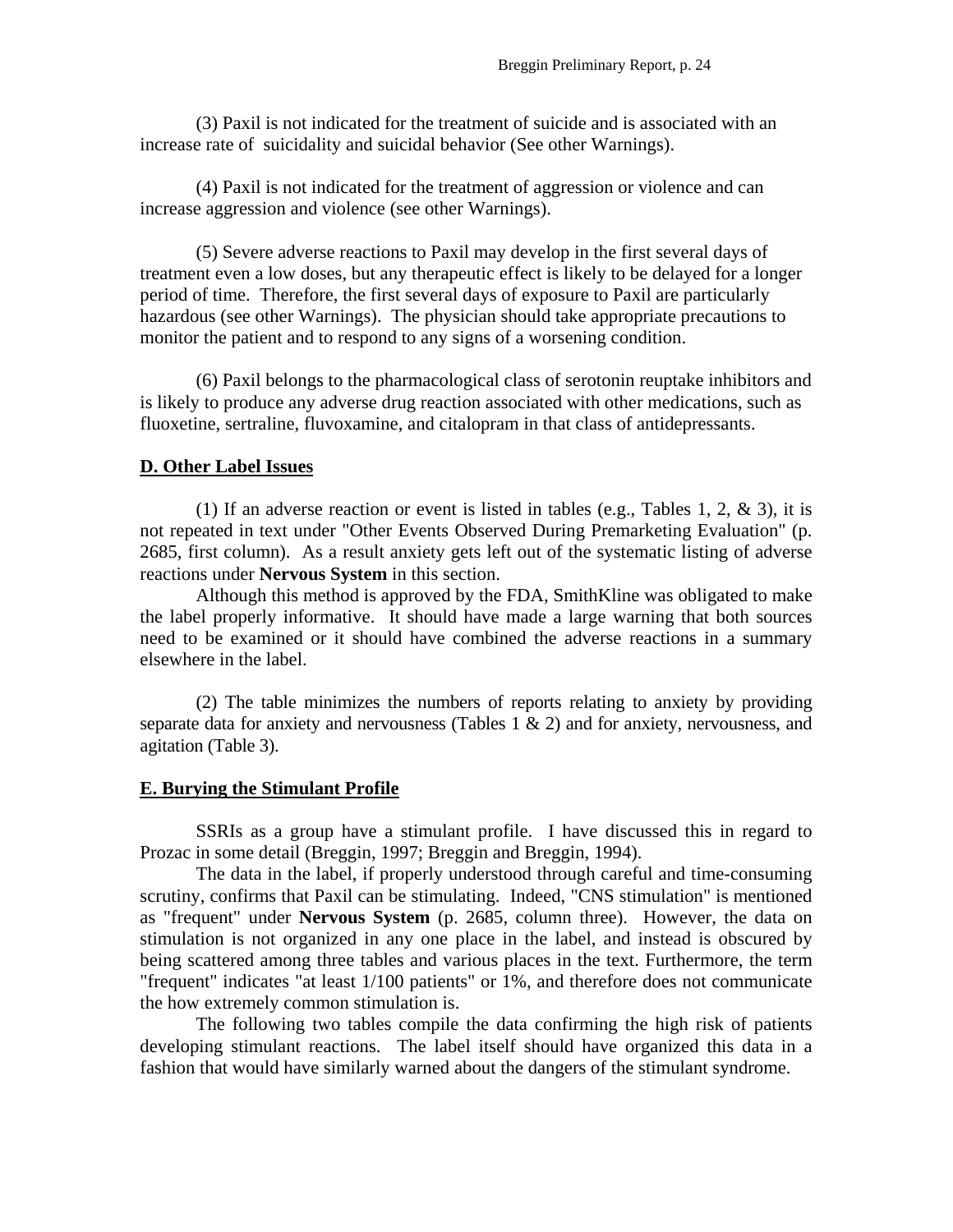(3) Paxil is not indicated for the treatment of suicide and is associated with an increase rate of suicidality and suicidal behavior (See other Warnings).

(4) Paxil is not indicated for the treatment of aggression or violence and can increase aggression and violence (see other Warnings).

(5) Severe adverse reactions to Paxil may develop in the first several days of treatment even a low doses, but any therapeutic effect is likely to be delayed for a longer period of time. Therefore, the first several days of exposure to Paxil are particularly hazardous (see other Warnings). The physician should take appropriate precautions to monitor the patient and to respond to any signs of a worsening condition.

(6) Paxil belongs to the pharmacological class of serotonin reuptake inhibitors and is likely to produce any adverse drug reaction associated with other medications, such as fluoxetine, sertraline, fluvoxamine, and citalopram in that class of antidepressants.

**D. Other Label Issues**

(1) If an adverse reaction or event is listed in tables (e.g., Tables 1, 2, & 3), it is not repeated in text under "Other Events Observed During Premarketing Evaluation" (p. 2685, first column). As a result anxiety gets left out of the systematic listing of adverse reactions under **Nervous System** in this section.

Although this method is approved by the FDA, SmithKline was obligated to make the label properly informative. It should have made a large warning that both sources need to be examined or it should have combined the adverse reactions in a summary elsewhere in the label.

(2) The table minimizes the numbers of reports relating to anxiety by providing separate data for anxiety and nervousness (Tables 1 & 2) and for anxiety, nervousness, and agitation (Table 3).

**E. Burying the Stimulant Profile**

SSRIs as a group have a stimulant profile. I have discussed this in regard to Prozac in some detail (Breggin, 1997; Breggin and Breggin, 1994).

The data in the label, if properly understood through careful and time-consuming scrutiny, confirms that Paxil can be stimulating. Indeed, "CNS stimulation" is mentioned as "frequent" under **Nervous System** (p. 2685, column three). However, the data on stimulation is not organized in any one place in the label, and instead is obscured by being scattered among three tables and various places in the text. Furthermore, the term "frequent" indicates "at least 1/100 patients" or 1%, and therefore does not communicate the how extremely common stimulation is.

The following two tables compile the data confirming the high risk of patients developing stimulant reactions. The label itself should have organized this data in a fashion that would have similarly warned about the dangers of the stimulant syndrome.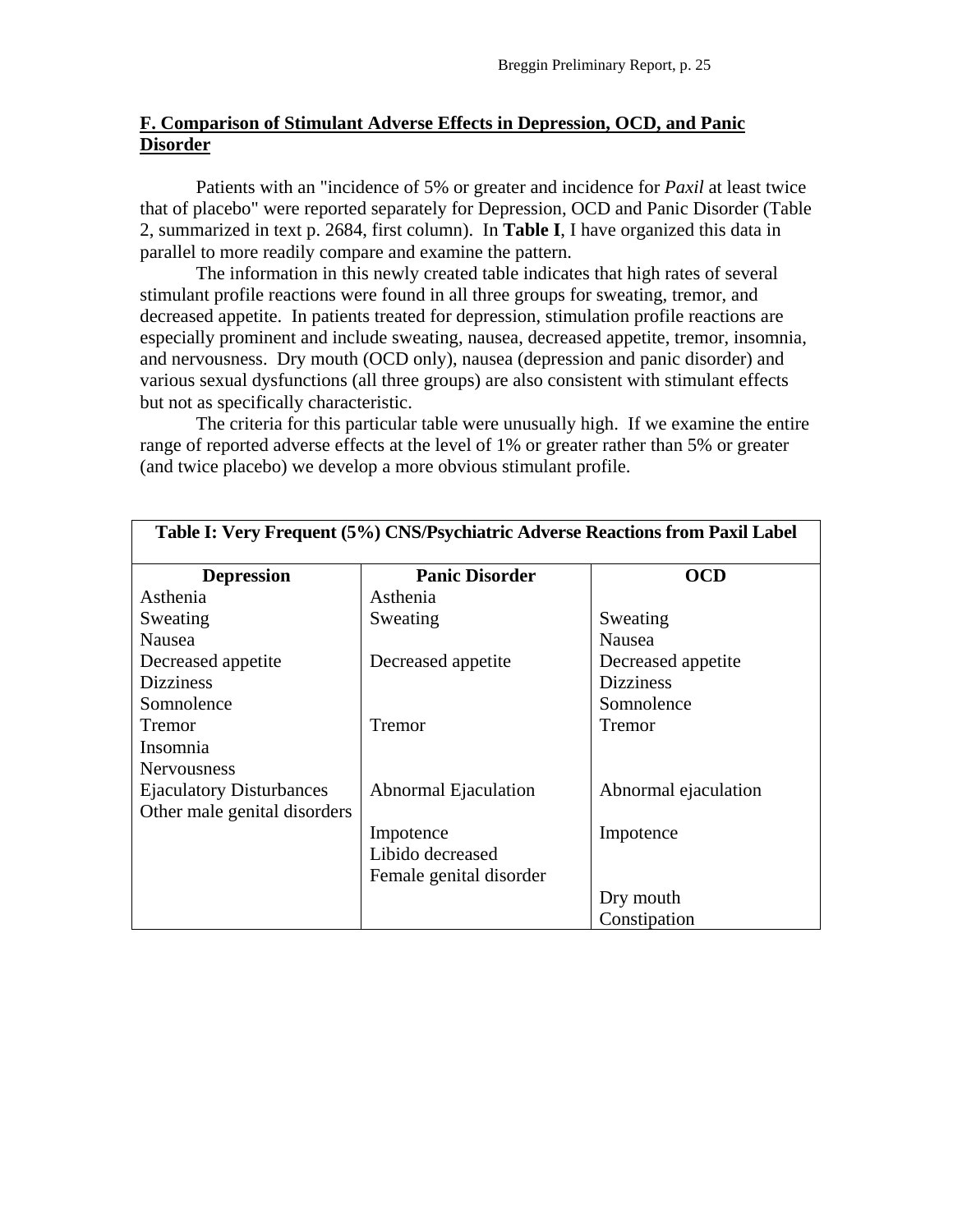## F. Comparison of Stimulant Adverse Effects in Depression, OCD, and Panic Disorder

Patients with an "incidence of 5% or greater and incidence for *Paxil* at least twice that of placebo" were reported separately for Depression, OCD and Panic Disorder (Table 2, summarized in text p. 2684, first column). In **Table I**, I have organized this data in parallel to more readily compare and examine the pattern.

The information in this newly created table indicates that high rates of several stimulant profile reactions were found in all three groups for sweating, tremor, and decreased appetite. In patients treated for depression, stimulation profile reactions are especially prominent and include sweating, nausea, decreased appetite, tremor, insomnia, and nervousness. Dry mouth (OCD only), nausea (depression and panic disorder) and various sexual dysfunctions (all three groups) are also consistent with stimulant effects but not as specifically characteristic.

The criteria for this particular table were unusually high. If we examine the entire range of reported adverse effects at the level of 1% or greater rather than 5% or greater (and twice placebo) we develop a more obvious stimulant profile.

**Table I: Very Frequent (5%) CNS/Psychiatric Adverse Reactions from Paxil Label**

| Depression | Panic Disorder | OCD |
|---|---|---|
| Asthenia | Asthenia | |
| Sweating | Sweating | Sweating |
| Nausea | | Nausea |
| Decreased appetite | Decreased appetite | Decreased appetite |
| Dizziness | | Dizziness |
| Somnolence | | Somnolence |
| Tremor | Tremor | Tremor |
| Insomnia | | |
| Nervousness | | |
| Ejaculatory Disturbances | Abnormal Ejaculation | Abnormal ejaculation |
| Other male genital disorders | | |
| | Impotence | Impotence |
| | Libido decreased | |
| | Female genital disorder | |
| | | Dry mouth |
| | | Constipation |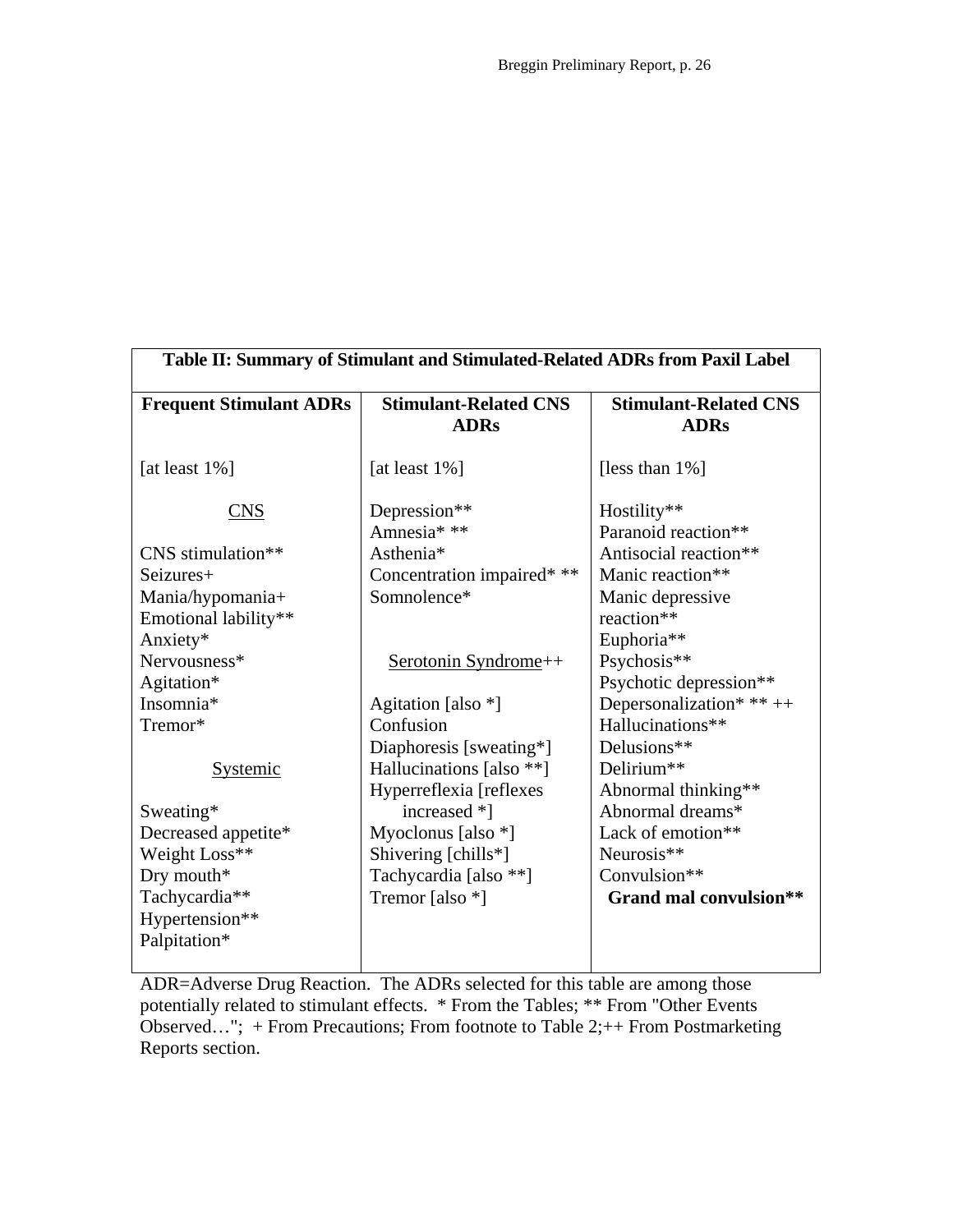| Table II: Summary of Stimulant and Stimulated-Related ADRs from Paxil Label | | |
|---|---|---|
| **Frequent Stimulant ADRs** | **Stimulant-Related CNS ADRs** | **Stimulant-Related CNS ADRs** |
| [at least 1%] | [at least 1%] | [less than 1%] |
| <u>CNS</u> | Depression** | Hostility** |
| | Amnesia* ** | Paranoid reaction** |
| CNS stimulation** | Asthenia* | Antisocial reaction** |
| Seizures+ | Concentration impaired* ** | Manic reaction** |
| Mania/hypomania+ | Somnolence* | Manic depressive reaction** |
| Emotional lability** | | Euphoria** |
| Anxiety* | <u>Serotonin Syndrome</u>++ | Psychosis** |
| Nervousness* | | Psychotic depression** |
| Agitation* | Agitation [also *] | Depersonalization* ** ++ |
| Insomnia* | Confusion | Hallucinations** |
| Tremor* | Diaphoresis [sweating*] | Delusions** |
| <u>Systemic</u> | Hallucinations [also **] | Delirium** |
| | Hyperreflexia [reflexes increased *] | Abnormal thinking** |
| Sweating* | | Abnormal dreams* |
| Decreased appetite* | Myoclonus [also *] | Lack of emotion** |
| Weight Loss** | Shivering [chills*] | Neurosis** |
| Dry mouth* | Tachycardia [also **] | Convulsion** |
| Tachycardia** | Tremor [also *] | **Grand mal convulsion**** |
| Hypertension** | | |
| Palpitation* | | |

ADR=Adverse Drug Reaction. The ADRs selected for this table are among those potentially related to stimulant effects. * From the Tables; ** From "Other Events Observed…"; + From Precautions; From footnote to Table 2;++ From Postmarketing Reports section.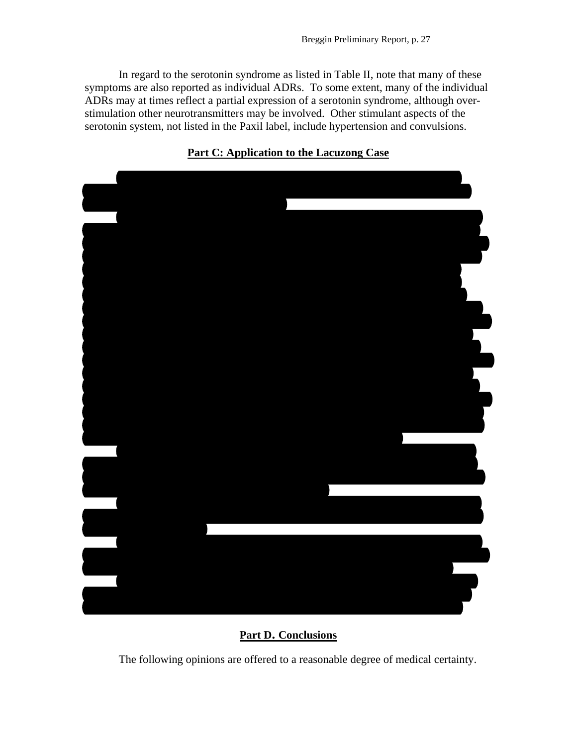In regard to the serotonin syndrome as listed in Table II, note that many of these symptoms are also reported as individual ADRs. To some extent, many of the individual ADRs may at times reflect a partial expression of a serotonin syndrome, although over-stimulation other neurotransmitters may be involved. Other stimulant aspects of the serotonin system, not listed in the Paxil label, include hypertension and convulsions.

## Part C: Application to the Lacuzong Case

## Part D. Conclusions

The following opinions are offered to a reasonable degree of medical certainty.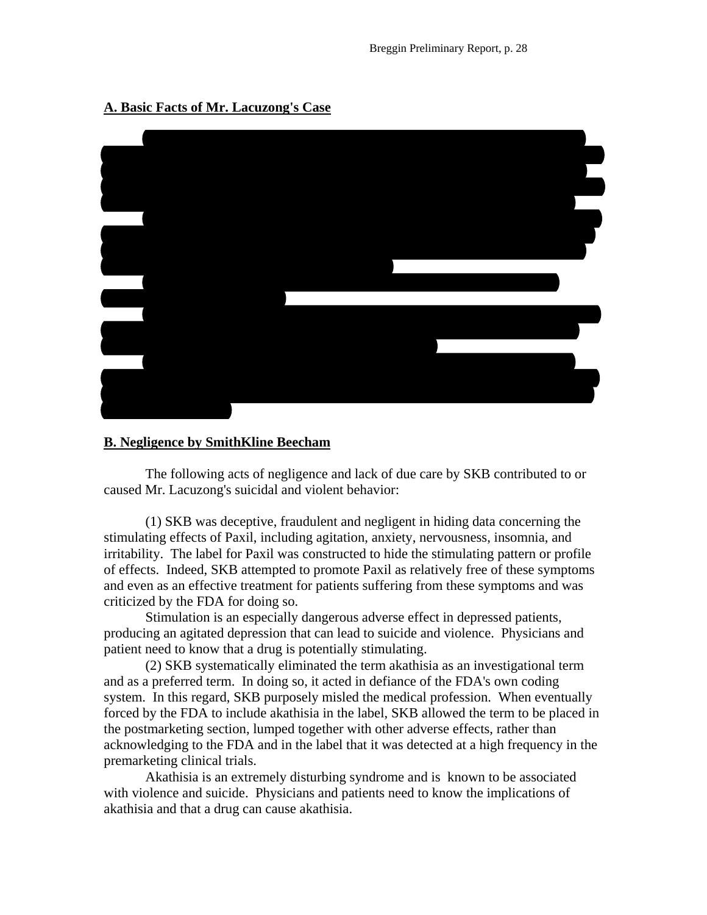## A. Basic Facts of Mr. Lacuzong's Case

## B. Negligence by SmithKline Beecham

The following acts of negligence and lack of due care by SKB contributed to or caused Mr. Lacuzong's suicidal and violent behavior:

(1) SKB was deceptive, fraudulent and negligent in hiding data concerning the stimulating effects of Paxil, including agitation, anxiety, nervousness, insomnia, and irritability. The label for Paxil was constructed to hide the stimulating pattern or profile of effects. Indeed, SKB attempted to promote Paxil as relatively free of these symptoms and even as an effective treatment for patients suffering from these symptoms and was criticized by the FDA for doing so.

Stimulation is an especially dangerous adverse effect in depressed patients, producing an agitated depression that can lead to suicide and violence. Physicians and patient need to know that a drug is potentially stimulating.

(2) SKB systematically eliminated the term akathisia as an investigational term and as a preferred term. In doing so, it acted in defiance of the FDA's own coding system. In this regard, SKB purposely misled the medical profession. When eventually forced by the FDA to include akathisia in the label, SKB allowed the term to be placed in the postmarketing section, lumped together with other adverse effects, rather than acknowledging to the FDA and in the label that it was detected at a high frequency in the premarketing clinical trials.

Akathisia is an extremely disturbing syndrome and is known to be associated with violence and suicide. Physicians and patients need to know the implications of akathisia and that a drug can cause akathisia.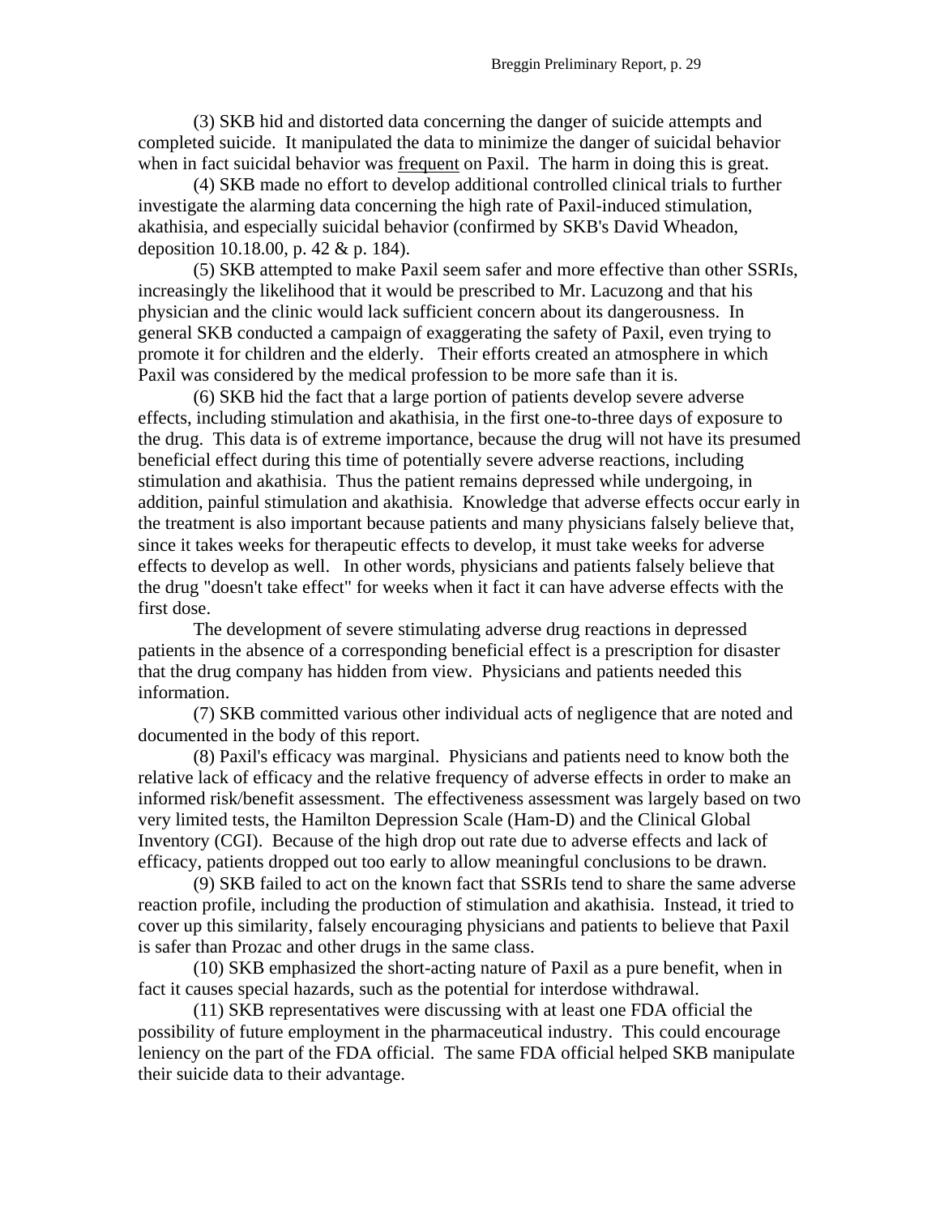(3) SKB hid and distorted data concerning the danger of suicide attempts and completed suicide. It manipulated the data to minimize the danger of suicidal behavior when in fact suicidal behavior was <u>frequent</u> on Paxil. The harm in doing this is great.

(4) SKB made no effort to develop additional controlled clinical trials to further investigate the alarming data concerning the high rate of Paxil-induced stimulation, akathisia, and especially suicidal behavior (confirmed by SKB's David Wheadon, deposition 10.18.00, p. 42 & p. 184).

(5) SKB attempted to make Paxil seem safer and more effective than other SSRIs, increasingly the likelihood that it would be prescribed to Mr. Lacuzong and that his physician and the clinic would lack sufficient concern about its dangerousness. In general SKB conducted a campaign of exaggerating the safety of Paxil, even trying to promote it for children and the elderly. Their efforts created an atmosphere in which Paxil was considered by the medical profession to be more safe than it is.

(6) SKB hid the fact that a large portion of patients develop severe adverse effects, including stimulation and akathisia, in the first one-to-three days of exposure to the drug. This data is of extreme importance, because the drug will not have its presumed beneficial effect during this time of potentially severe adverse reactions, including stimulation and akathisia. Thus the patient remains depressed while undergoing, in addition, painful stimulation and akathisia. Knowledge that adverse effects occur early in the treatment is also important because patients and many physicians falsely believe that, since it takes weeks for therapeutic effects to develop, it must take weeks for adverse effects to develop as well. In other words, physicians and patients falsely believe that the drug "doesn't take effect" for weeks when it fact it can have adverse effects with the first dose.

The development of severe stimulating adverse drug reactions in depressed patients in the absence of a corresponding beneficial effect is a prescription for disaster that the drug company has hidden from view. Physicians and patients needed this information.

(7) SKB committed various other individual acts of negligence that are noted and documented in the body of this report.

(8) Paxil's efficacy was marginal. Physicians and patients need to know both the relative lack of efficacy and the relative frequency of adverse effects in order to make an informed risk/benefit assessment. The effectiveness assessment was largely based on two very limited tests, the Hamilton Depression Scale (Ham-D) and the Clinical Global Inventory (CGI). Because of the high drop out rate due to adverse effects and lack of efficacy, patients dropped out too early to allow meaningful conclusions to be drawn.

(9) SKB failed to act on the known fact that SSRIs tend to share the same adverse reaction profile, including the production of stimulation and akathisia. Instead, it tried to cover up this similarity, falsely encouraging physicians and patients to believe that Paxil is safer than Prozac and other drugs in the same class.

(10) SKB emphasized the short-acting nature of Paxil as a pure benefit, when in fact it causes special hazards, such as the potential for interdose withdrawal.

(11) SKB representatives were discussing with at least one FDA official the possibility of future employment in the pharmaceutical industry. This could encourage leniency on the part of the FDA official. The same FDA official helped SKB manipulate their suicide data to their advantage.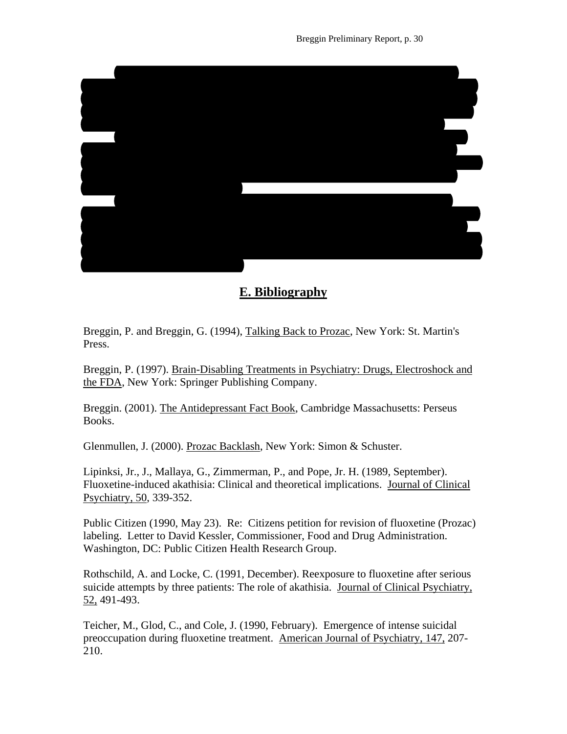## E. Bibliography

Breggin, P. and Breggin, G. (1994), Talking Back to Prozac, New York: St. Martin's Press.

Breggin, P. (1997). Brain-Disabling Treatments in Psychiatry: Drugs, Electroshock and the FDA, New York: Springer Publishing Company.

Breggin. (2001). The Antidepressant Fact Book, Cambridge Massachusetts: Perseus Books.

Glenmullen, J. (2000). Prozac Backlash, New York: Simon & Schuster.

Lipinksi, Jr., J., Mallaya, G., Zimmerman, P., and Pope, Jr. H. (1989, September). Fluoxetine-induced akathisia: Clinical and theoretical implications. Journal of Clinical Psychiatry, 50, 339-352.

Public Citizen (1990, May 23). Re: Citizens petition for revision of fluoxetine (Prozac) labeling. Letter to David Kessler, Commissioner, Food and Drug Administration. Washington, DC: Public Citizen Health Research Group.

Rothschild, A. and Locke, C. (1991, December). Reexposure to fluoxetine after serious suicide attempts by three patients: The role of akathisia. Journal of Clinical Psychiatry, 52, 491-493.

Teicher, M., Glod, C., and Cole, J. (1990, February). Emergence of intense suicidal preoccupation during fluoxetine treatment. American Journal of Psychiatry, 147, 207-210.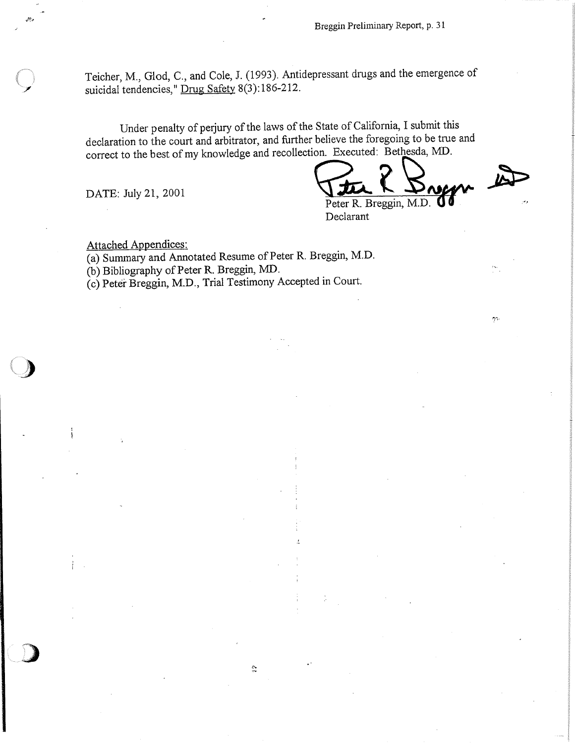Teicher, M., Glod, C., and Cole, J. (1993). Antidepressant drugs and the emergence of suicidal tendencies," Drug Safety 8(3):186-212.

Under penalty of perjury of the laws of the State of California, I submit this declaration to the court and arbitrator, and further believe the foregoing to be true and correct to the best of my knowledge and recollection. Executed: Bethesda, MD.

DATE: July 21, 2001

Peter R. Breggin, M.D.
Declarant

Attached Appendices:
(a) Summary and Annotated Resume of Peter R. Breggin, M.D.
(b) Bibliography of Peter R. Breggin, MD.
(c) Peter Breggin, M.D., Trial Testimony Accepted in Court.